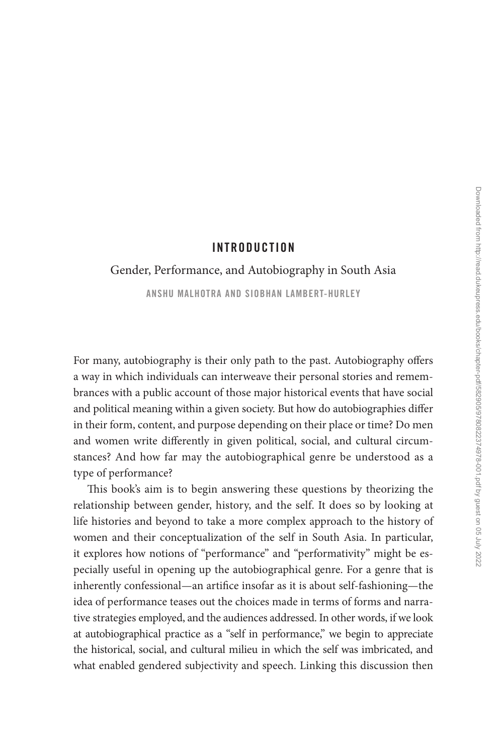# INTRODUCTION

## Gender, Performance, and Autobiography in South Asia

ANSHU MALHOTRA AND SIOBHAN LAMBERT-HURLEY

For many, autobiography is their only path to the past. Autobiography offers a way in which individuals can interweave their personal stories and remembrances with a public account of those major historical events that have social and political meaning within a given society. But how do autobiographies differ in their form, content, and purpose depending on their place or time? Do men and women write differently in given political, social, and cultural circumstances? And how far may the autobiographical genre be understood as a type of performance?

This book's aim is to begin answering these questions by theorizing the relationship between gender, history, and the self. It does so by looking at life histories and beyond to take a more complex approach to the history of women and their conceptualization of the self in South Asia. In particular, it explores how notions of "performance" and "performativity" might be especially useful in opening up the autobiographical genre. For a genre that is inherently confessional—an artifice insofar as it is about self-fashioning—the idea of performance teases out the choices made in terms of forms and narrative strategies employed, and the audiences addressed. In other words, if we look at autobiographical practice as a "self in performance," we begin to appreciate the historical, social, and cultural milieu in which the self was imbricated, and what enabled gendered subjectivity and speech. Linking this discussion then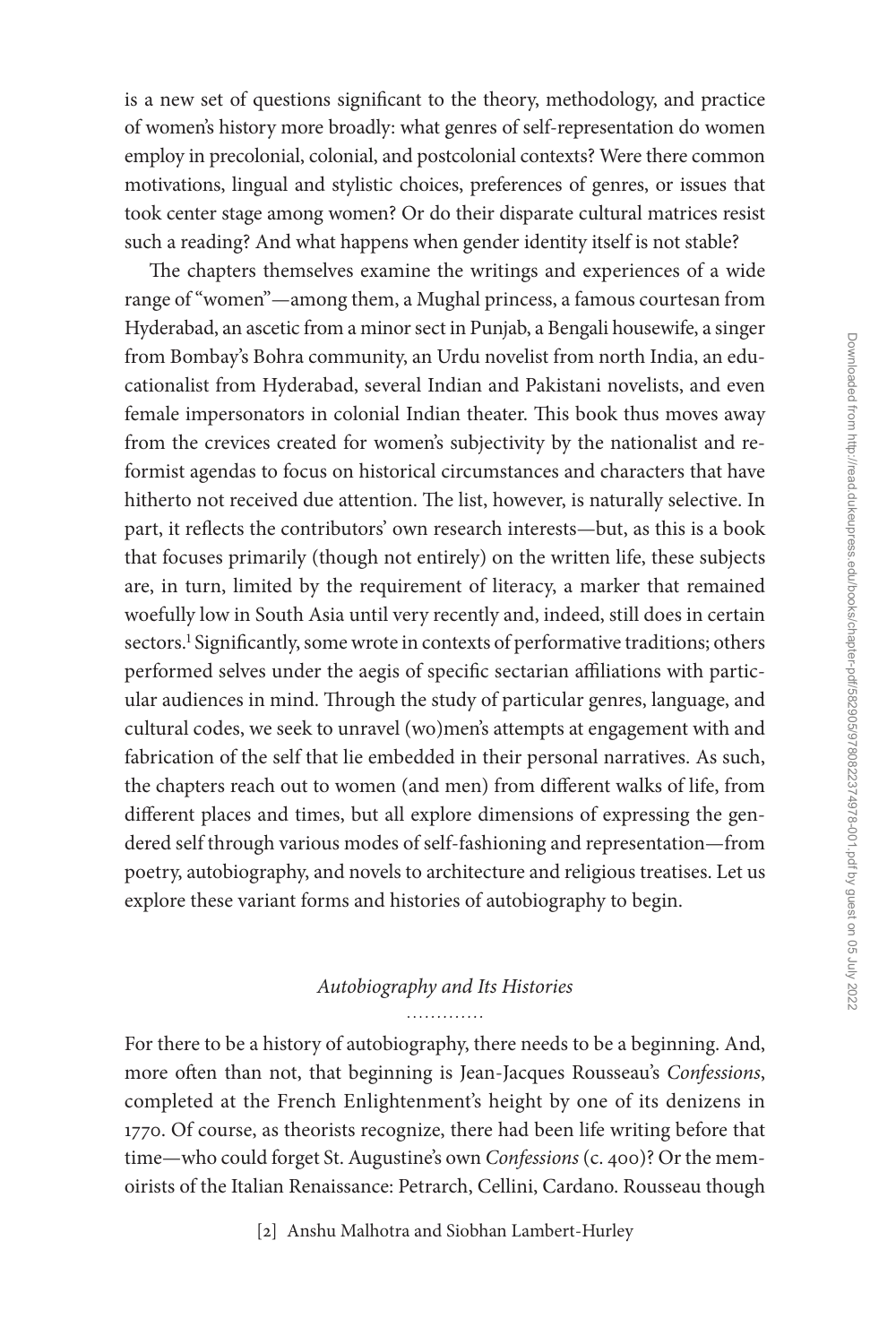is a new set of questions significant to the theory, methodology, and practice of women's history more broadly: what genres of self-representation do women employ in precolonial, colonial, and postcolonial contexts? Were there common motivations, lingual and stylistic choices, preferences of genres, or issues that took center stage among women? Or do their disparate cultural matrices resist such a reading? And what happens when gender identity itself is not stable?

The chapters themselves examine the writings and experiences of a wide range of "women"—among them, a Mughal princess, a famous courtesan from Hyderabad, an ascetic from a minor sect in Punjab, a Bengali housewife, a singer from Bombay's Bohra community, an Urdu novelist from north India, an educationalist from Hyderabad, several Indian and Pakistani novelists, and even female impersonators in colonial Indian theater. This book thus moves away from the crevices created for women's subjectivity by the nationalist and reformist agendas to focus on historical circumstances and characters that have hitherto not received due attention. The list, however, is naturally selective. In part, it reflects the contributors' own research interests—but, as this is a book that focuses primarily (though not entirely) on the written life, these subjects are, in turn, limited by the requirement of literacy, a marker that remained woefully low in South Asia until very recently and, indeed, still does in certain sectors.[1] Significantly, some wrote in contexts of performative traditions; others performed selves under the aegis of specific sectarian affiliations with particular audiences in mind. Through the study of particular genres, language, and cultural codes, we seek to unravel (wo)men's attempts at engagement with and fabrication of the self that lie embedded in their personal narratives. As such, the chapters reach out to women (and men) from different walks of life, from different places and times, but all explore dimensions of expressing the gendered self through various modes of self-fashioning and representation—from poetry, autobiography, and novels to architecture and religious treatises. Let us explore these variant forms and histories of autobiography to begin.

## *Autobiography and Its Histories*

For there to be a history of autobiography, there needs to be a beginning. And, more often than not, that beginning is Jean-Jacques Rousseau's *Confessions*, completed at the French Enlightenment's height by one of its denizens in 1770. Of course, as theorists recognize, there had been life writing before that time—who could forget St. Augustine's own *Confessions* (c. 400)? Or the memoirists of the Italian Renaissance: Petrarch, Cellini, Cardano. Rousseau though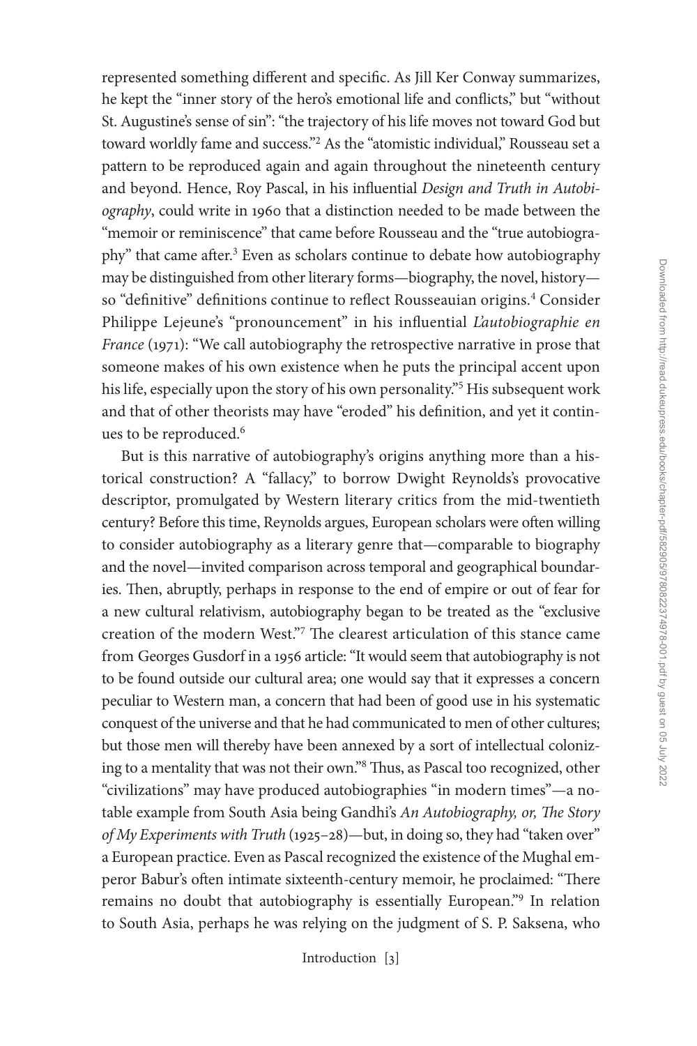represented something different and specific. As Jill Ker Conway summarizes, he kept the "inner story of the hero's emotional life and conflicts," but "without St. Augustine's sense of sin": "the trajectory of his life moves not toward God but toward worldly fame and success."[2] As the "atomistic individual," Rousseau set a pattern to be reproduced again and again throughout the nineteenth century and beyond. Hence, Roy Pascal, in his influential *Design and Truth in Autobiography*, could write in 1960 that a distinction needed to be made between the "memoir or reminiscence" that came before Rousseau and the "true autobiography" that came after.[3] Even as scholars continue to debate how autobiography may be distinguished from other literary forms—biography, the novel, history—so "definitive" definitions continue to reflect Rousseauian origins.[4] Consider Philippe Lejeune's "pronouncement" in his influential *L'autobiographie en France* (1971): "We call autobiography the retrospective narrative in prose that someone makes of his own existence when he puts the principal accent upon his life, especially upon the story of his own personality."[5] His subsequent work and that of other theorists may have "eroded" his definition, and yet it continues to be reproduced.[6]

But is this narrative of autobiography's origins anything more than a historical construction? A "fallacy," to borrow Dwight Reynolds's provocative descriptor, promulgated by Western literary critics from the mid-twentieth century? Before this time, Reynolds argues, European scholars were often willing to consider autobiography as a literary genre that—comparable to biography and the novel—invited comparison across temporal and geographical boundaries. Then, abruptly, perhaps in response to the end of empire or out of fear for a new cultural relativism, autobiography began to be treated as the "exclusive creation of the modern West."[7] The clearest articulation of this stance came from Georges Gusdorf in a 1956 article: "It would seem that autobiography is not to be found outside our cultural area; one would say that it expresses a concern peculiar to Western man, a concern that had been of good use in his systematic conquest of the universe and that he had communicated to men of other cultures; but those men will thereby have been annexed by a sort of intellectual colonizing to a mentality that was not their own."[8] Thus, as Pascal too recognized, other "civilizations" may have produced autobiographies "in modern times"—a notable example from South Asia being Gandhi's *An Autobiography, or, The Story of My Experiments with Truth* (1925–28)—but, in doing so, they had "taken over" a European practice. Even as Pascal recognized the existence of the Mughal emperor Babur's often intimate sixteenth-century memoir, he proclaimed: "There remains no doubt that autobiography is essentially European."[9] In relation to South Asia, perhaps he was relying on the judgment of S. P. Saksena, who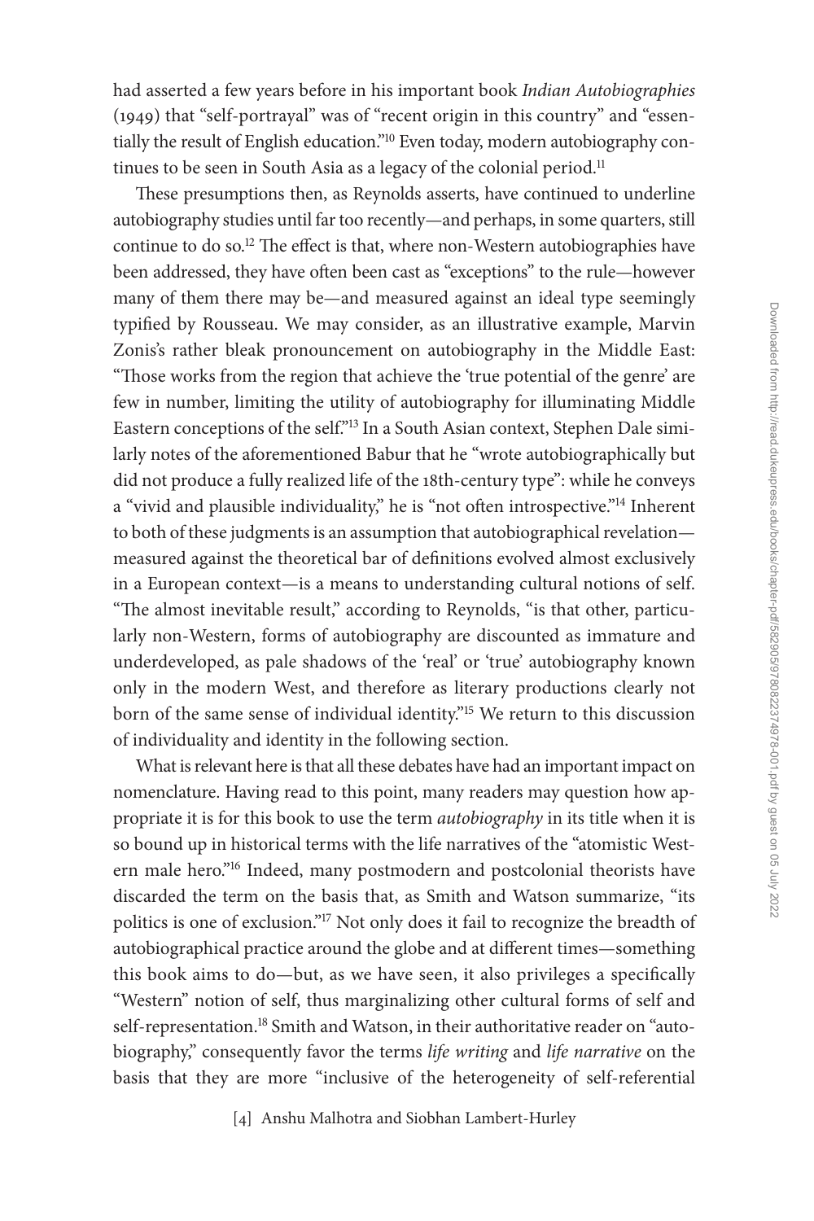had asserted a few years before in his important book *Indian Autobiographies* (1949) that "self-portrayal" was of "recent origin in this country" and "essentially the result of English education."[10] Even today, modern autobiography continues to be seen in South Asia as a legacy of the colonial period.[11]

These presumptions then, as Reynolds asserts, have continued to underline autobiography studies until far too recently—and perhaps, in some quarters, still continue to do so.[12] The effect is that, where non-Western autobiographies have been addressed, they have often been cast as "exceptions" to the rule—however many of them there may be—and measured against an ideal type seemingly typified by Rousseau. We may consider, as an illustrative example, Marvin Zonis's rather bleak pronouncement on autobiography in the Middle East: "Those works from the region that achieve the 'true potential of the genre' are few in number, limiting the utility of autobiography for illuminating Middle Eastern conceptions of the self."[13] In a South Asian context, Stephen Dale similarly notes of the aforementioned Babur that he "wrote autobiographically but did not produce a fully realized life of the 18th-century type": while he conveys a "vivid and plausible individuality," he is "not often introspective."[14] Inherent to both of these judgments is an assumption that autobiographical revelation—measured against the theoretical bar of definitions evolved almost exclusively in a European context—is a means to understanding cultural notions of self. "The almost inevitable result," according to Reynolds, "is that other, particularly non-Western, forms of autobiography are discounted as immature and underdeveloped, as pale shadows of the 'real' or 'true' autobiography known only in the modern West, and therefore as literary productions clearly not born of the same sense of individual identity."[15] We return to this discussion of individuality and identity in the following section.

What is relevant here is that all these debates have had an important impact on nomenclature. Having read to this point, many readers may question how appropriate it is for this book to use the term *autobiography* in its title when it is so bound up in historical terms with the life narratives of the "atomistic Western male hero."[16] Indeed, many postmodern and postcolonial theorists have discarded the term on the basis that, as Smith and Watson summarize, "its politics is one of exclusion."[17] Not only does it fail to recognize the breadth of autobiographical practice around the globe and at different times—something this book aims to do—but, as we have seen, it also privileges a specifically "Western" notion of self, thus marginalizing other cultural forms of self and self-representation.[18] Smith and Watson, in their authoritative reader on "autobiography," consequently favor the terms *life writing* and *life narrative* on the basis that they are more "inclusive of the heterogeneity of self-referential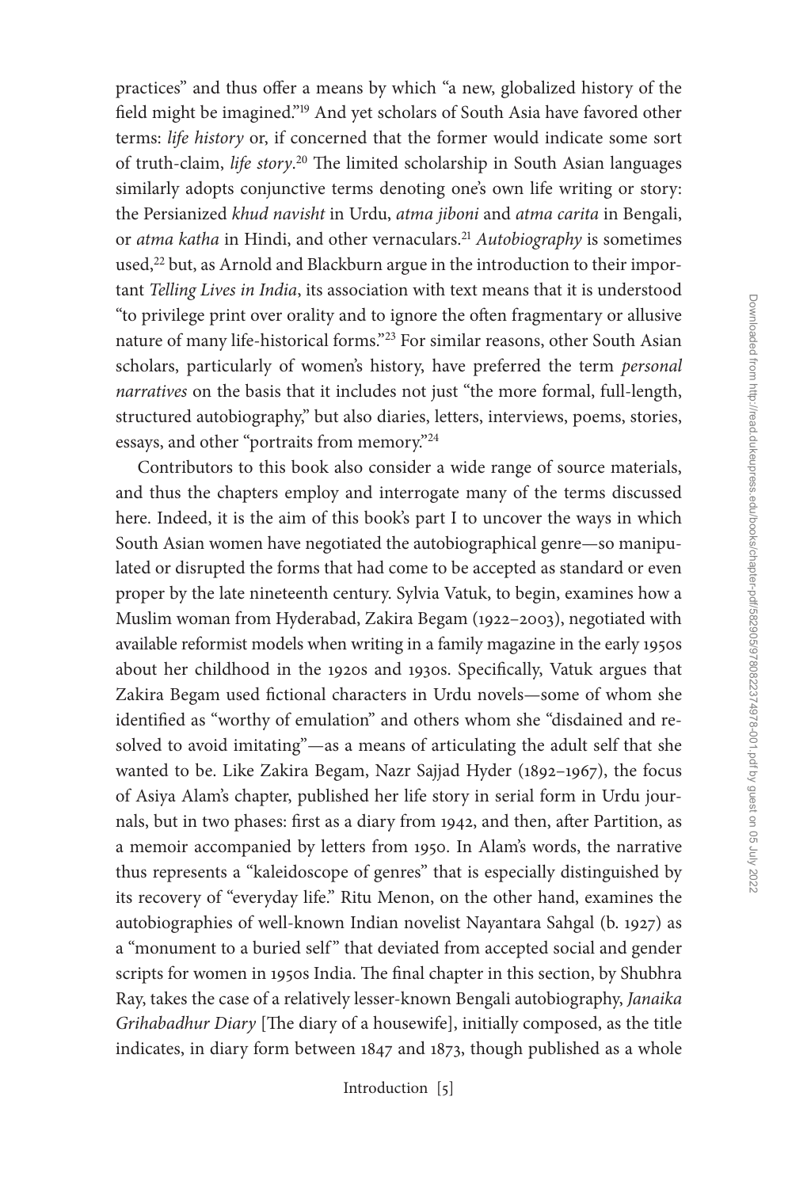practices" and thus offer a means by which "a new, globalized history of the field might be imagined."[19] And yet scholars of South Asia have favored other terms: *life history* or, if concerned that the former would indicate some sort of truth-claim, *life story*.[20] The limited scholarship in South Asian languages similarly adopts conjunctive terms denoting one's own life writing or story: the Persianized *khud navisht* in Urdu, *atma jiboni* and *atma carita* in Bengali, or *atma katha* in Hindi, and other vernaculars.[21] *Autobiography* is sometimes used,[22] but, as Arnold and Blackburn argue in the introduction to their important *Telling Lives in India*, its association with text means that it is understood "to privilege print over orality and to ignore the often fragmentary or allusive nature of many life-historical forms."[23] For similar reasons, other South Asian scholars, particularly of women's history, have preferred the term *personal narratives* on the basis that it includes not just "the more formal, full-length, structured autobiography," but also diaries, letters, interviews, poems, stories, essays, and other "portraits from memory."[24]

Contributors to this book also consider a wide range of source materials, and thus the chapters employ and interrogate many of the terms discussed here. Indeed, it is the aim of this book's part I to uncover the ways in which South Asian women have negotiated the autobiographical genre—so manipulated or disrupted the forms that had come to be accepted as standard or even proper by the late nineteenth century. Sylvia Vatuk, to begin, examines how a Muslim woman from Hyderabad, Zakira Begam (1922–2003), negotiated with available reformist models when writing in a family magazine in the early 1950s about her childhood in the 1920s and 1930s. Specifically, Vatuk argues that Zakira Begam used fictional characters in Urdu novels—some of whom she identified as "worthy of emulation" and others whom she "disdained and resolved to avoid imitating"—as a means of articulating the adult self that she wanted to be. Like Zakira Begam, Nazr Sajjad Hyder (1892–1967), the focus of Asiya Alam's chapter, published her life story in serial form in Urdu journals, but in two phases: first as a diary from 1942, and then, after Partition, as a memoir accompanied by letters from 1950. In Alam's words, the narrative thus represents a "kaleidoscope of genres" that is especially distinguished by its recovery of "everyday life." Ritu Menon, on the other hand, examines the autobiographies of well-known Indian novelist Nayantara Sahgal (b. 1927) as a "monument to a buried self" that deviated from accepted social and gender scripts for women in 1950s India. The final chapter in this section, by Shubhra Ray, takes the case of a relatively lesser-known Bengali autobiography, *Janaika Grihabadhur Diary* [The diary of a housewife], initially composed, as the title indicates, in diary form between 1847 and 1873, though published as a whole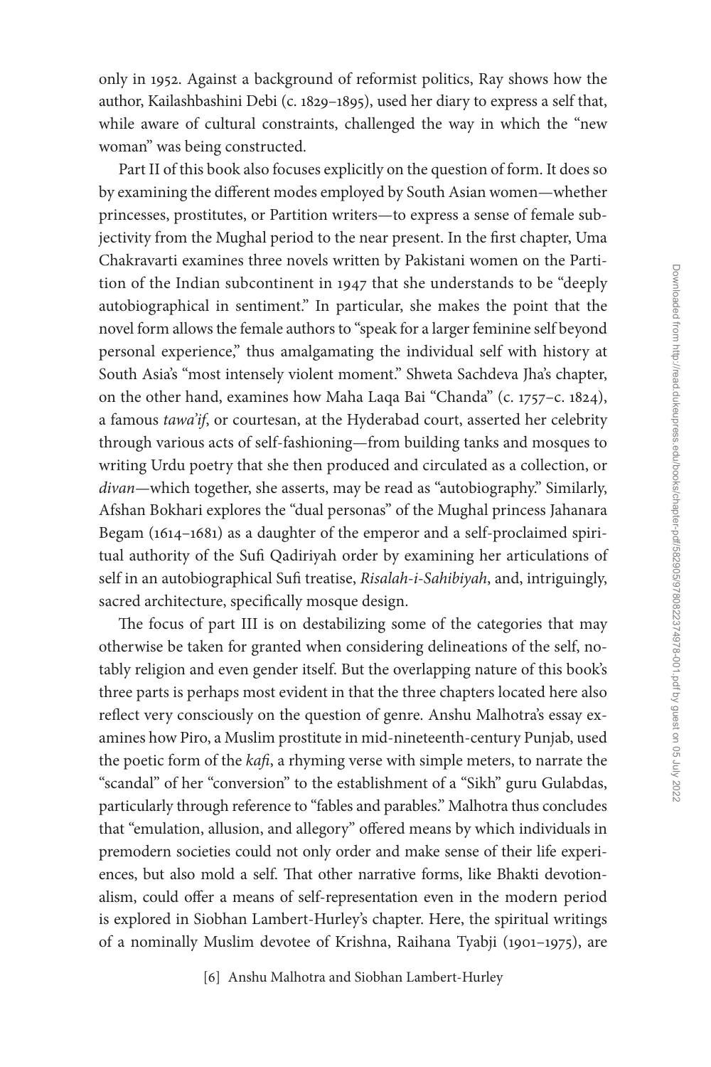only in 1952. Against a background of reformist politics, Ray shows how the author, Kailashbashini Debi (c. 1829–1895), used her diary to express a self that, while aware of cultural constraints, challenged the way in which the "new woman" was being constructed.

Part II of this book also focuses explicitly on the question of form. It does so by examining the different modes employed by South Asian women—whether princesses, prostitutes, or Partition writers—to express a sense of female subjectivity from the Mughal period to the near present. In the first chapter, Uma Chakravarti examines three novels written by Pakistani women on the Partition of the Indian subcontinent in 1947 that she understands to be "deeply autobiographical in sentiment." In particular, she makes the point that the novel form allows the female authors to "speak for a larger feminine self beyond personal experience," thus amalgamating the individual self with history at South Asia's "most intensely violent moment." Shweta Sachdeva Jha's chapter, on the other hand, examines how Maha Laqa Bai "Chanda" (c. 1757–c. 1824), a famous *tawa'if*, or courtesan, at the Hyderabad court, asserted her celebrity through various acts of self-fashioning—from building tanks and mosques to writing Urdu poetry that she then produced and circulated as a collection, or *divan*—which together, she asserts, may be read as "autobiography." Similarly, Afshan Bokhari explores the "dual personas" of the Mughal princess Jahanara Begam (1614–1681) as a daughter of the emperor and a self-proclaimed spiritual authority of the Sufi Qadiriyah order by examining her articulations of self in an autobiographical Sufi treatise, *Risalah-i-Sahibiyah*, and, intriguingly, sacred architecture, specifically mosque design.

The focus of part III is on destabilizing some of the categories that may otherwise be taken for granted when considering delineations of the self, notably religion and even gender itself. But the overlapping nature of this book's three parts is perhaps most evident in that the three chapters located here also reflect very consciously on the question of genre. Anshu Malhotra's essay examines how Piro, a Muslim prostitute in mid-nineteenth-century Punjab, used the poetic form of the *kafi*, a rhyming verse with simple meters, to narrate the "scandal" of her "conversion" to the establishment of a "Sikh" guru Gulabdas, particularly through reference to "fables and parables." Malhotra thus concludes that "emulation, allusion, and allegory" offered means by which individuals in premodern societies could not only order and make sense of their life experiences, but also mold a self. That other narrative forms, like Bhakti devotionalism, could offer a means of self-representation even in the modern period is explored in Siobhan Lambert-Hurley's chapter. Here, the spiritual writings of a nominally Muslim devotee of Krishna, Raihana Tyabji (1901–1975), are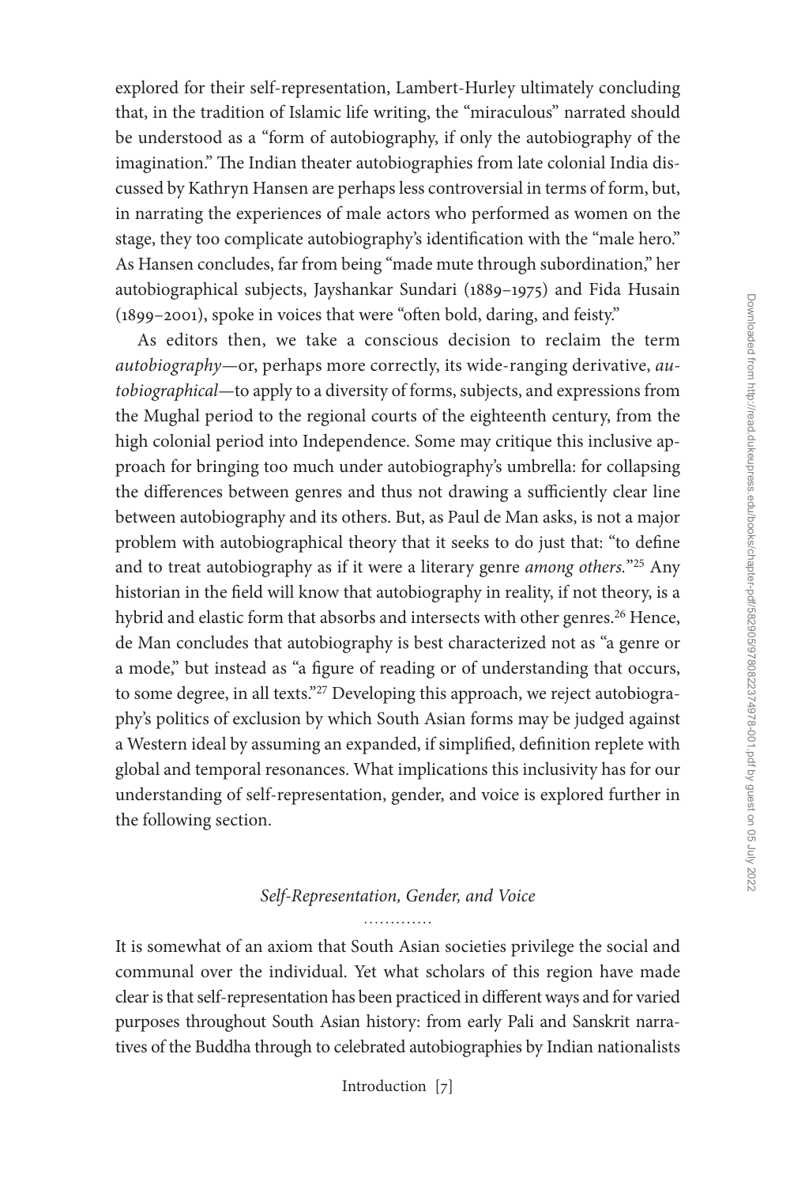explored for their self-representation, Lambert-Hurley ultimately concluding that, in the tradition of Islamic life writing, the "miraculous" narrated should be understood as a "form of autobiography, if only the autobiography of the imagination." The Indian theater autobiographies from late colonial India discussed by Kathryn Hansen are perhaps less controversial in terms of form, but, in narrating the experiences of male actors who performed as women on the stage, they too complicate autobiography's identification with the "male hero." As Hansen concludes, far from being "made mute through subordination," her autobiographical subjects, Jayshankar Sundari (1889–1975) and Fida Husain (1899–2001), spoke in voices that were "often bold, daring, and feisty."

As editors then, we take a conscious decision to reclaim the term *autobiography*—or, perhaps more correctly, its wide-ranging derivative, *autobiographical*—to apply to a diversity of forms, subjects, and expressions from the Mughal period to the regional courts of the eighteenth century, from the high colonial period into Independence. Some may critique this inclusive approach for bringing too much under autobiography's umbrella: for collapsing the differences between genres and thus not drawing a sufficiently clear line between autobiography and its others. But, as Paul de Man asks, is not a major problem with autobiographical theory that it seeks to do just that: "to define and to treat autobiography as if it were a literary genre *among others.*"[25] Any historian in the field will know that autobiography in reality, if not theory, is a hybrid and elastic form that absorbs and intersects with other genres.[26] Hence, de Man concludes that autobiography is best characterized not as "a genre or a mode," but instead as "a figure of reading or of understanding that occurs, to some degree, in all texts."[27] Developing this approach, we reject autobiography's politics of exclusion by which South Asian forms may be judged against a Western ideal by assuming an expanded, if simplified, definition replete with global and temporal resonances. What implications this inclusivity has for our understanding of self-representation, gender, and voice is explored further in the following section.

## *Self-Representation, Gender, and Voice*

It is somewhat of an axiom that South Asian societies privilege the social and communal over the individual. Yet what scholars of this region have made clear is that self-representation has been practiced in different ways and for varied purposes throughout South Asian history: from early Pali and Sanskrit narratives of the Buddha through to celebrated autobiographies by Indian nationalists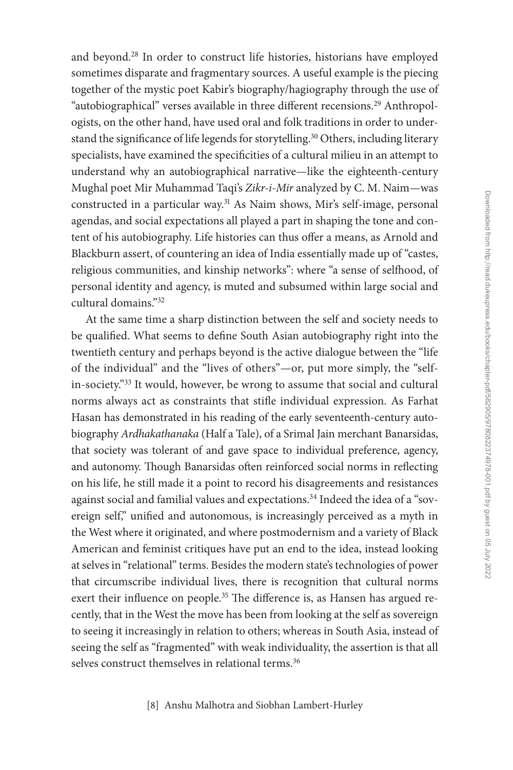and beyond.[28] In order to construct life histories, historians have employed sometimes disparate and fragmentary sources. A useful example is the piecing together of the mystic poet Kabir's biography/hagiography through the use of "autobiographical" verses available in three different recensions.[29] Anthropologists, on the other hand, have used oral and folk traditions in order to understand the significance of life legends for storytelling.[30] Others, including literary specialists, have examined the specificities of a cultural milieu in an attempt to understand why an autobiographical narrative—like the eighteenth-century Mughal poet Mir Muhammad Taqi's *Zikr-i-Mir* analyzed by C. M. Naim—was constructed in a particular way.[31] As Naim shows, Mir's self-image, personal agendas, and social expectations all played a part in shaping the tone and content of his autobiography. Life histories can thus offer a means, as Arnold and Blackburn assert, of countering an idea of India essentially made up of "castes, religious communities, and kinship networks": where "a sense of selfhood, of personal identity and agency, is muted and subsumed within large social and cultural domains."[32]

At the same time a sharp distinction between the self and society needs to be qualified. What seems to define South Asian autobiography right into the twentieth century and perhaps beyond is the active dialogue between the "life of the individual" and the "lives of others"—or, put more simply, the "self-in-society."[33] It would, however, be wrong to assume that social and cultural norms always act as constraints that stifle individual expression. As Farhat Hasan has demonstrated in his reading of the early seventeenth-century autobiography *Ardhakathanaka* (Half a Tale), of a Srimal Jain merchant Banarsidas, that society was tolerant of and gave space to individual preference, agency, and autonomy. Though Banarsidas often reinforced social norms in reflecting on his life, he still made it a point to record his disagreements and resistances against social and familial values and expectations.[34] Indeed the idea of a "sovereign self," unified and autonomous, is increasingly perceived as a myth in the West where it originated, and where postmodernism and a variety of Black American and feminist critiques have put an end to the idea, instead looking at selves in "relational" terms. Besides the modern state's technologies of power that circumscribe individual lives, there is recognition that cultural norms exert their influence on people.[35] The difference is, as Hansen has argued recently, that in the West the move has been from looking at the self as sovereign to seeing it increasingly in relation to others; whereas in South Asia, instead of seeing the self as "fragmented" with weak individuality, the assertion is that all selves construct themselves in relational terms.[36]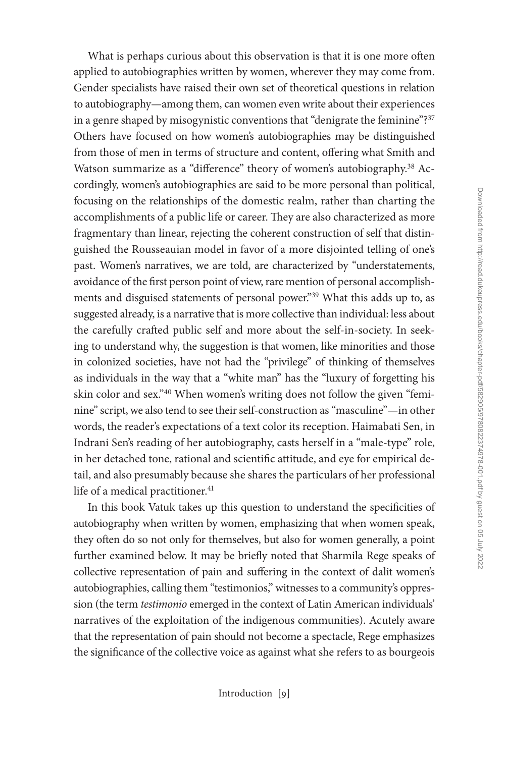What is perhaps curious about this observation is that it is one more often applied to autobiographies written by women, wherever they may come from. Gender specialists have raised their own set of theoretical questions in relation to autobiography—among them, can women even write about their experiences in a genre shaped by misogynistic conventions that "denigrate the feminine"?[37] Others have focused on how women's autobiographies may be distinguished from those of men in terms of structure and content, offering what Smith and Watson summarize as a "difference" theory of women's autobiography.[38] Accordingly, women's autobiographies are said to be more personal than political, focusing on the relationships of the domestic realm, rather than charting the accomplishments of a public life or career. They are also characterized as more fragmentary than linear, rejecting the coherent construction of self that distinguished the Rousseauian model in favor of a more disjointed telling of one's past. Women's narratives, we are told, are characterized by "understatements, avoidance of the first person point of view, rare mention of personal accomplishments and disguised statements of personal power."[39] What this adds up to, as suggested already, is a narrative that is more collective than individual: less about the carefully crafted public self and more about the self-in-society. In seeking to understand why, the suggestion is that women, like minorities and those in colonized societies, have not had the "privilege" of thinking of themselves as individuals in the way that a "white man" has the "luxury of forgetting his skin color and sex."[40] When women's writing does not follow the given "feminine" script, we also tend to see their self-construction as "masculine"—in other words, the reader's expectations of a text color its reception. Haimabati Sen, in Indrani Sen's reading of her autobiography, casts herself in a "male-type" role, in her detached tone, rational and scientific attitude, and eye for empirical detail, and also presumably because she shares the particulars of her professional life of a medical practitioner.[41]

In this book Vatuk takes up this question to understand the specificities of autobiography when written by women, emphasizing that when women speak, they often do so not only for themselves, but also for women generally, a point further examined below. It may be briefly noted that Sharmila Rege speaks of collective representation of pain and suffering in the context of dalit women's autobiographies, calling them "testimonios," witnesses to a community's oppression (the term *testimonio* emerged in the context of Latin American individuals' narratives of the exploitation of the indigenous communities). Acutely aware that the representation of pain should not become a spectacle, Rege emphasizes the significance of the collective voice as against what she refers to as bourgeois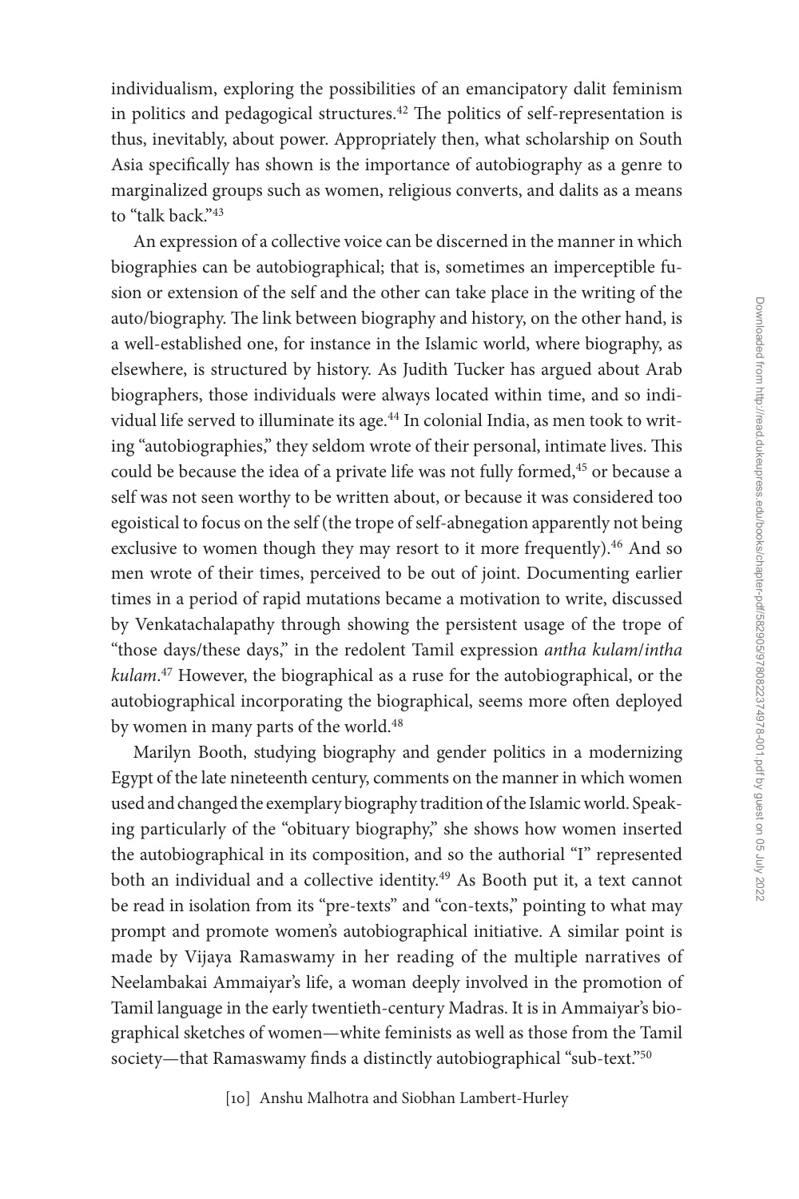individualism, exploring the possibilities of an emancipatory dalit feminism in politics and pedagogical structures.[42] The politics of self-representation is thus, inevitably, about power. Appropriately then, what scholarship on South Asia specifically has shown is the importance of autobiography as a genre to marginalized groups such as women, religious converts, and dalits as a means to "talk back."[43]

An expression of a collective voice can be discerned in the manner in which biographies can be autobiographical; that is, sometimes an imperceptible fusion or extension of the self and the other can take place in the writing of the auto/biography. The link between biography and history, on the other hand, is a well-established one, for instance in the Islamic world, where biography, as elsewhere, is structured by history. As Judith Tucker has argued about Arab biographers, those individuals were always located within time, and so individual life served to illuminate its age.[44] In colonial India, as men took to writing "autobiographies," they seldom wrote of their personal, intimate lives. This could be because the idea of a private life was not fully formed,[45] or because a self was not seen worthy to be written about, or because it was considered too egoistical to focus on the self (the trope of self-abnegation apparently not being exclusive to women though they may resort to it more frequently).[46] And so men wrote of their times, perceived to be out of joint. Documenting earlier times in a period of rapid mutations became a motivation to write, discussed by Venkatachalapathy through showing the persistent usage of the trope of "those days/these days," in the redolent Tamil expression *antha kulam*/*intha kulam*.[47] However, the biographical as a ruse for the autobiographical, or the autobiographical incorporating the biographical, seems more often deployed by women in many parts of the world.[48]

Marilyn Booth, studying biography and gender politics in a modernizing Egypt of the late nineteenth century, comments on the manner in which women used and changed the exemplary biography tradition of the Islamic world. Speaking particularly of the "obituary biography," she shows how women inserted the autobiographical in its composition, and so the authorial "I" represented both an individual and a collective identity.[49] As Booth put it, a text cannot be read in isolation from its "pre-texts" and "con-texts," pointing to what may prompt and promote women's autobiographical initiative. A similar point is made by Vijaya Ramaswamy in her reading of the multiple narratives of Neelambakai Ammaiyar's life, a woman deeply involved in the promotion of Tamil language in the early twentieth-century Madras. It is in Ammaiyar's biographical sketches of women—white feminists as well as those from the Tamil society—that Ramaswamy finds a distinctly autobiographical "sub-text."[50]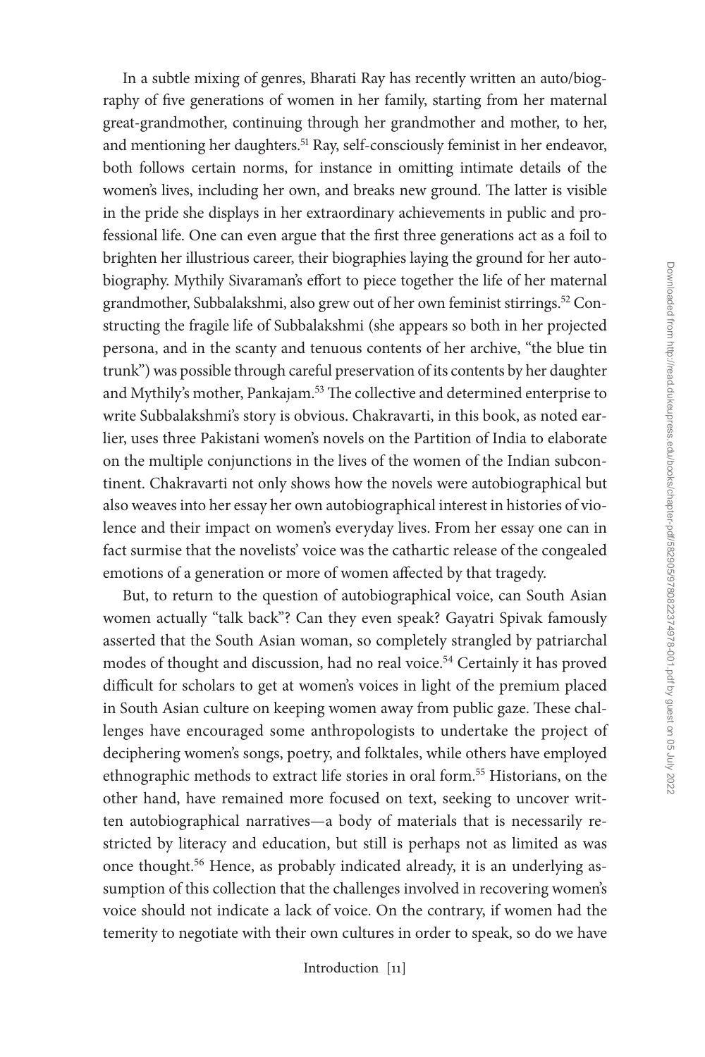In a subtle mixing of genres, Bharati Ray has recently written an auto/biography of five generations of women in her family, starting from her maternal great-grandmother, continuing through her grandmother and mother, to her, and mentioning her daughters.[51] Ray, self-consciously feminist in her endeavor, both follows certain norms, for instance in omitting intimate details of the women's lives, including her own, and breaks new ground. The latter is visible in the pride she displays in her extraordinary achievements in public and professional life. One can even argue that the first three generations act as a foil to brighten her illustrious career, their biographies laying the ground for her autobiography. Mythily Sivaraman's effort to piece together the life of her maternal grandmother, Subbalakshmi, also grew out of her own feminist stirrings.[52] Constructing the fragile life of Subbalakshmi (she appears so both in her projected persona, and in the scanty and tenuous contents of her archive, "the blue tin trunk") was possible through careful preservation of its contents by her daughter and Mythily's mother, Pankajam.[53] The collective and determined enterprise to write Subbalakshmi's story is obvious. Chakravarti, in this book, as noted earlier, uses three Pakistani women's novels on the Partition of India to elaborate on the multiple conjunctions in the lives of the women of the Indian subcontinent. Chakravarti not only shows how the novels were autobiographical but also weaves into her essay her own autobiographical interest in histories of violence and their impact on women's everyday lives. From her essay one can in fact surmise that the novelists' voice was the cathartic release of the congealed emotions of a generation or more of women affected by that tragedy.

But, to return to the question of autobiographical voice, can South Asian women actually "talk back"? Can they even speak? Gayatri Spivak famously asserted that the South Asian woman, so completely strangled by patriarchal modes of thought and discussion, had no real voice.[54] Certainly it has proved difficult for scholars to get at women's voices in light of the premium placed in South Asian culture on keeping women away from public gaze. These challenges have encouraged some anthropologists to undertake the project of deciphering women's songs, poetry, and folktales, while others have employed ethnographic methods to extract life stories in oral form.[55] Historians, on the other hand, have remained more focused on text, seeking to uncover written autobiographical narratives—a body of materials that is necessarily restricted by literacy and education, but still is perhaps not as limited as was once thought.[56] Hence, as probably indicated already, it is an underlying assumption of this collection that the challenges involved in recovering women's voice should not indicate a lack of voice. On the contrary, if women had the temerity to negotiate with their own cultures in order to speak, so do we have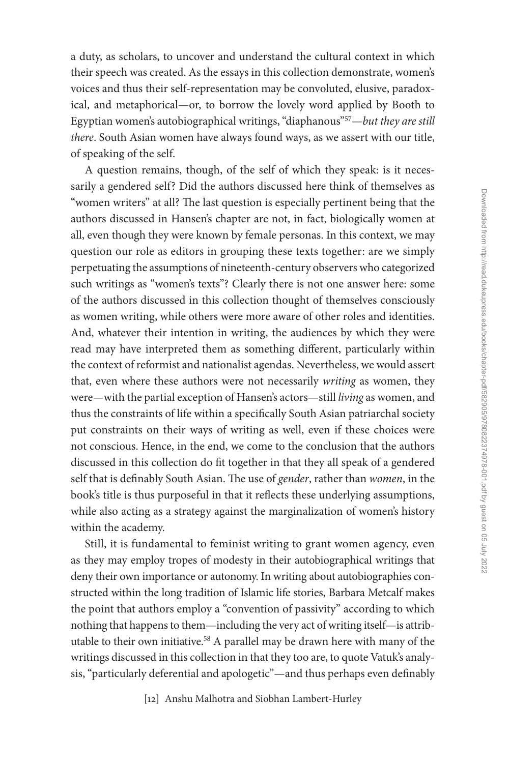a duty, as scholars, to uncover and understand the cultural context in which their speech was created. As the essays in this collection demonstrate, women's voices and thus their self-representation may be convoluted, elusive, paradoxical, and metaphorical—or, to borrow the lovely word applied by Booth to Egyptian women's autobiographical writings, "diaphanous"[57]—*but they are still there*. South Asian women have always found ways, as we assert with our title, of speaking of the self.

A question remains, though, of the self of which they speak: is it necessarily a gendered self? Did the authors discussed here think of themselves as "women writers" at all? The last question is especially pertinent being that the authors discussed in Hansen's chapter are not, in fact, biologically women at all, even though they were known by female personas. In this context, we may question our role as editors in grouping these texts together: are we simply perpetuating the assumptions of nineteenth-century observers who categorized such writings as "women's texts"? Clearly there is not one answer here: some of the authors discussed in this collection thought of themselves consciously as women writing, while others were more aware of other roles and identities. And, whatever their intention in writing, the audiences by which they were read may have interpreted them as something different, particularly within the context of reformist and nationalist agendas. Nevertheless, we would assert that, even where these authors were not necessarily *writing* as women, they were—with the partial exception of Hansen's actors—still *living* as women, and thus the constraints of life within a specifically South Asian patriarchal society put constraints on their ways of writing as well, even if these choices were not conscious. Hence, in the end, we come to the conclusion that the authors discussed in this collection do fit together in that they all speak of a gendered self that is definably South Asian. The use of *gender*, rather than *women*, in the book's title is thus purposeful in that it reflects these underlying assumptions, while also acting as a strategy against the marginalization of women's history within the academy.

Still, it is fundamental to feminist writing to grant women agency, even as they may employ tropes of modesty in their autobiographical writings that deny their own importance or autonomy. In writing about autobiographies constructed within the long tradition of Islamic life stories, Barbara Metcalf makes the point that authors employ a "convention of passivity" according to which nothing that happens to them—including the very act of writing itself—is attributable to their own initiative.[58] A parallel may be drawn here with many of the writings discussed in this collection in that they too are, to quote Vatuk's analysis, "particularly deferential and apologetic"—and thus perhaps even definably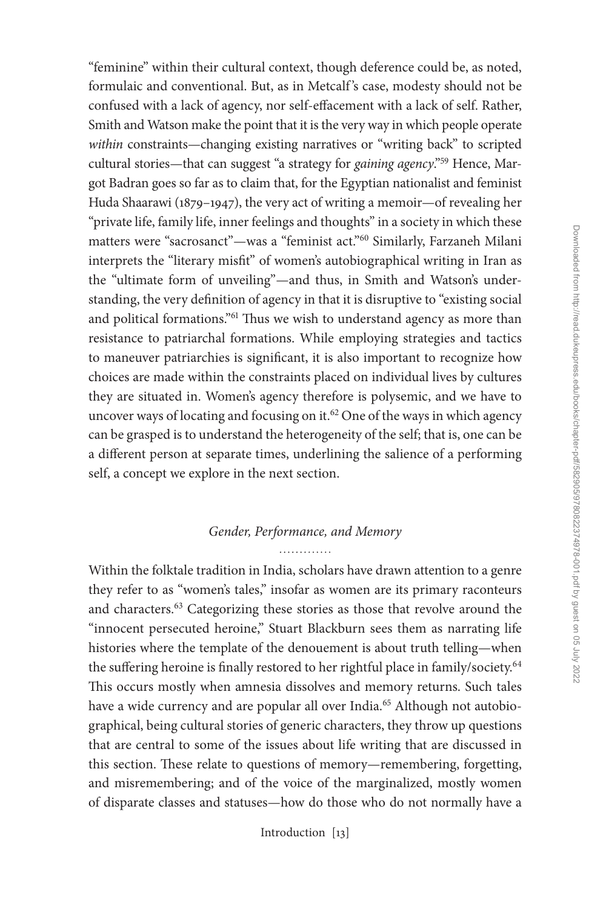"feminine" within their cultural context, though deference could be, as noted, formulaic and conventional. But, as in Metcalf's case, modesty should not be confused with a lack of agency, nor self-effacement with a lack of self. Rather, Smith and Watson make the point that it is the very way in which people operate *within* constraints—changing existing narratives or "writing back" to scripted cultural stories—that can suggest "a strategy for *gaining agency*."[59] Hence, Margot Badran goes so far as to claim that, for the Egyptian nationalist and feminist Huda Shaarawi (1879–1947), the very act of writing a memoir—of revealing her "private life, family life, inner feelings and thoughts" in a society in which these matters were "sacrosanct"—was a "feminist act."[60] Similarly, Farzaneh Milani interprets the "literary misfit" of women's autobiographical writing in Iran as the "ultimate form of unveiling"—and thus, in Smith and Watson's understanding, the very definition of agency in that it is disruptive to "existing social and political formations."[61] Thus we wish to understand agency as more than resistance to patriarchal formations. While employing strategies and tactics to maneuver patriarchies is significant, it is also important to recognize how choices are made within the constraints placed on individual lives by cultures they are situated in. Women's agency therefore is polysemic, and we have to uncover ways of locating and focusing on it.[62] One of the ways in which agency can be grasped is to understand the heterogeneity of the self; that is, one can be a different person at separate times, underlining the salience of a performing self, a concept we explore in the next section.

## *Gender, Performance, and Memory*

Within the folktale tradition in India, scholars have drawn attention to a genre they refer to as "women's tales," insofar as women are its primary raconteurs and characters.[63] Categorizing these stories as those that revolve around the "innocent persecuted heroine," Stuart Blackburn sees them as narrating life histories where the template of the denouement is about truth telling—when the suffering heroine is finally restored to her rightful place in family/society.[64] This occurs mostly when amnesia dissolves and memory returns. Such tales have a wide currency and are popular all over India.[65] Although not autobiographical, being cultural stories of generic characters, they throw up questions that are central to some of the issues about life writing that are discussed in this section. These relate to questions of memory—remembering, forgetting, and misremembering; and of the voice of the marginalized, mostly women of disparate classes and statuses—how do those who do not normally have a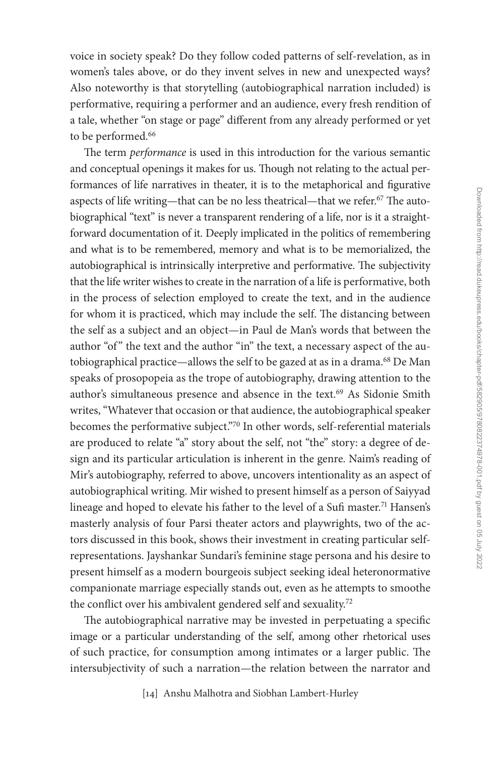voice in society speak? Do they follow coded patterns of self-revelation, as in women's tales above, or do they invent selves in new and unexpected ways? Also noteworthy is that storytelling (autobiographical narration included) is performative, requiring a performer and an audience, every fresh rendition of a tale, whether "on stage or page" different from any already performed or yet to be performed.[66]

The term *performance* is used in this introduction for the various semantic and conceptual openings it makes for us. Though not relating to the actual performances of life narratives in theater, it is to the metaphorical and figurative aspects of life writing—that can be no less theatrical—that we refer.[67] The autobiographical "text" is never a transparent rendering of a life, nor is it a straightforward documentation of it. Deeply implicated in the politics of remembering and what is to be remembered, memory and what is to be memorialized, the autobiographical is intrinsically interpretive and performative. The subjectivity that the life writer wishes to create in the narration of a life is performative, both in the process of selection employed to create the text, and in the audience for whom it is practiced, which may include the self. The distancing between the self as a subject and an object—in Paul de Man's words that between the author "of" the text and the author "in" the text, a necessary aspect of the autobiographical practice—allows the self to be gazed at as in a drama.[68] De Man speaks of prosopopeia as the trope of autobiography, drawing attention to the author's simultaneous presence and absence in the text.[69] As Sidonie Smith writes, "Whatever that occasion or that audience, the autobiographical speaker becomes the performative subject."[70] In other words, self-referential materials are produced to relate "a" story about the self, not "the" story: a degree of design and its particular articulation is inherent in the genre. Naim's reading of Mir's autobiography, referred to above, uncovers intentionality as an aspect of autobiographical writing. Mir wished to present himself as a person of Saiyyad lineage and hoped to elevate his father to the level of a Sufi master.[71] Hansen's masterly analysis of four Parsi theater actors and playwrights, two of the actors discussed in this book, shows their investment in creating particular self-representations. Jayshankar Sundari's feminine stage persona and his desire to present himself as a modern bourgeois subject seeking ideal heteronormative companionate marriage especially stands out, even as he attempts to smoothe the conflict over his ambivalent gendered self and sexuality.[72]

The autobiographical narrative may be invested in perpetuating a specific image or a particular understanding of the self, among other rhetorical uses of such practice, for consumption among intimates or a larger public. The intersubjectivity of such a narration—the relation between the narrator and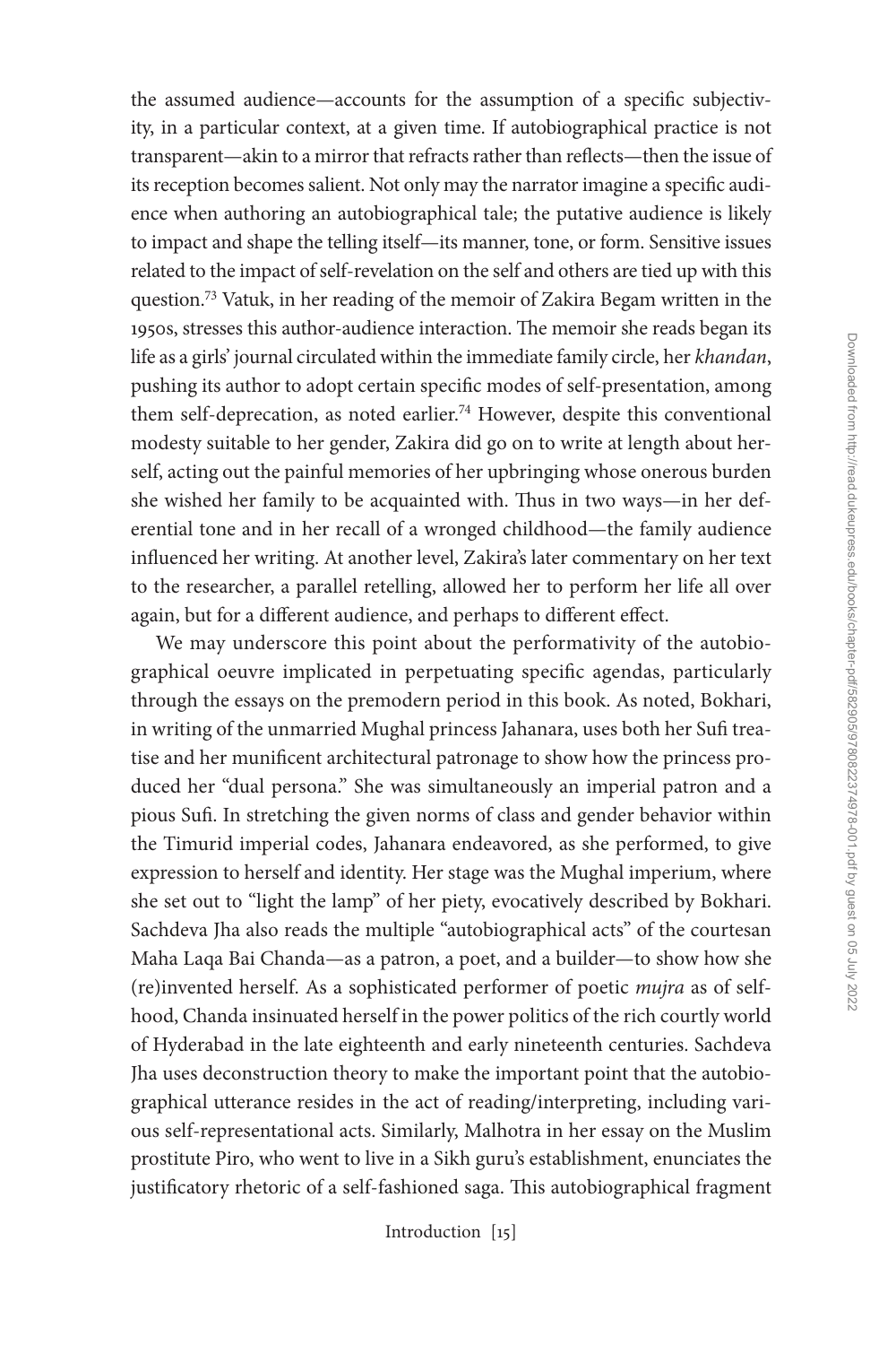the assumed audience—accounts for the assumption of a specific subjectivity, in a particular context, at a given time. If autobiographical practice is not transparent—akin to a mirror that refracts rather than reflects—then the issue of its reception becomes salient. Not only may the narrator imagine a specific audience when authoring an autobiographical tale; the putative audience is likely to impact and shape the telling itself—its manner, tone, or form. Sensitive issues related to the impact of self-revelation on the self and others are tied up with this question.[73] Vatuk, in her reading of the memoir of Zakira Begam written in the 1950s, stresses this author-audience interaction. The memoir she reads began its life as a girls' journal circulated within the immediate family circle, her *khandan*, pushing its author to adopt certain specific modes of self-presentation, among them self-deprecation, as noted earlier.[74] However, despite this conventional modesty suitable to her gender, Zakira did go on to write at length about herself, acting out the painful memories of her upbringing whose onerous burden she wished her family to be acquainted with. Thus in two ways—in her deferential tone and in her recall of a wronged childhood—the family audience influenced her writing. At another level, Zakira's later commentary on her text to the researcher, a parallel retelling, allowed her to perform her life all over again, but for a different audience, and perhaps to different effect.

We may underscore this point about the performativity of the autobiographical oeuvre implicated in perpetuating specific agendas, particularly through the essays on the premodern period in this book. As noted, Bokhari, in writing of the unmarried Mughal princess Jahanara, uses both her Sufi treatise and her munificent architectural patronage to show how the princess produced her "dual persona." She was simultaneously an imperial patron and a pious Sufi. In stretching the given norms of class and gender behavior within the Timurid imperial codes, Jahanara endeavored, as she performed, to give expression to herself and identity. Her stage was the Mughal imperium, where she set out to "light the lamp" of her piety, evocatively described by Bokhari. Sachdeva Jha also reads the multiple "autobiographical acts" of the courtesan Maha Laqa Bai Chanda—as a patron, a poet, and a builder—to show how she (re)invented herself. As a sophisticated performer of poetic *mujra* as of selfhood, Chanda insinuated herself in the power politics of the rich courtly world of Hyderabad in the late eighteenth and early nineteenth centuries. Sachdeva Jha uses deconstruction theory to make the important point that the autobiographical utterance resides in the act of reading/interpreting, including various self-representational acts. Similarly, Malhotra in her essay on the Muslim prostitute Piro, who went to live in a Sikh guru's establishment, enunciates the justificatory rhetoric of a self-fashioned saga. This autobiographical fragment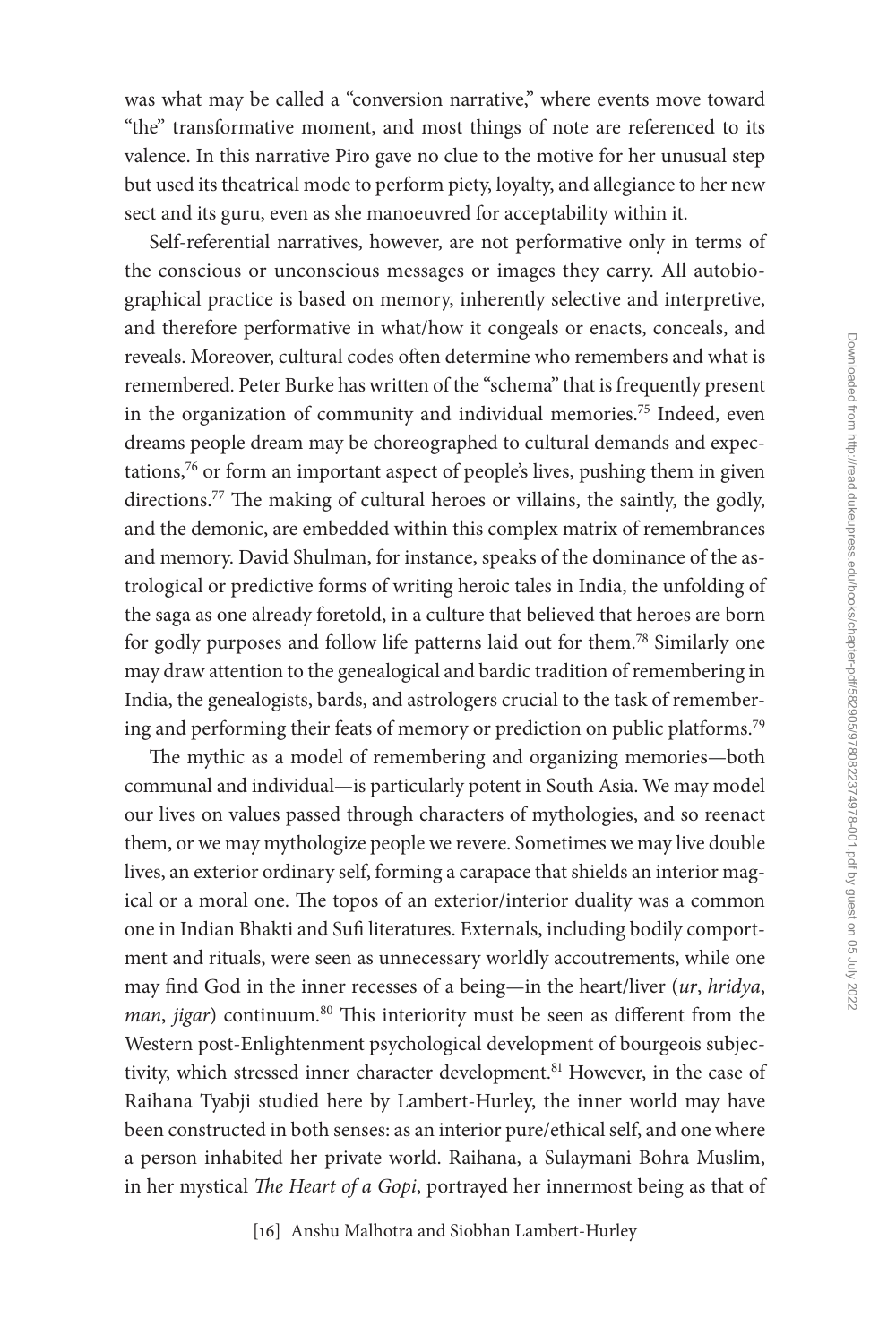was what may be called a "conversion narrative," where events move toward "the" transformative moment, and most things of note are referenced to its valence. In this narrative Piro gave no clue to the motive for her unusual step but used its theatrical mode to perform piety, loyalty, and allegiance to her new sect and its guru, even as she manoeuvred for acceptability within it.

Self-referential narratives, however, are not performative only in terms of the conscious or unconscious messages or images they carry. All autobiographical practice is based on memory, inherently selective and interpretive, and therefore performative in what/how it congeals or enacts, conceals, and reveals. Moreover, cultural codes often determine who remembers and what is remembered. Peter Burke has written of the "schema" that is frequently present in the organization of community and individual memories.[75] Indeed, even dreams people dream may be choreographed to cultural demands and expectations,[76] or form an important aspect of people's lives, pushing them in given directions.[77] The making of cultural heroes or villains, the saintly, the godly, and the demonic, are embedded within this complex matrix of remembrances and memory. David Shulman, for instance, speaks of the dominance of the astrological or predictive forms of writing heroic tales in India, the unfolding of the saga as one already foretold, in a culture that believed that heroes are born for godly purposes and follow life patterns laid out for them.[78] Similarly one may draw attention to the genealogical and bardic tradition of remembering in India, the genealogists, bards, and astrologers crucial to the task of remembering and performing their feats of memory or prediction on public platforms.[79]

The mythic as a model of remembering and organizing memories—both communal and individual—is particularly potent in South Asia. We may model our lives on values passed through characters of mythologies, and so reenact them, or we may mythologize people we revere. Sometimes we may live double lives, an exterior ordinary self, forming a carapace that shields an interior magical or a moral one. The topos of an exterior/interior duality was a common one in Indian Bhakti and Sufi literatures. Externals, including bodily comportment and rituals, were seen as unnecessary worldly accoutrements, while one may find God in the inner recesses of a being—in the heart/liver (*ur*, *hridya*, *man*, *jigar*) continuum.[80] This interiority must be seen as different from the Western post-Enlightenment psychological development of bourgeois subjectivity, which stressed inner character development.[81] However, in the case of Raihana Tyabji studied here by Lambert-Hurley, the inner world may have been constructed in both senses: as an interior pure/ethical self, and one where a person inhabited her private world. Raihana, a Sulaymani Bohra Muslim, in her mystical *The Heart of a Gopi*, portrayed her innermost being as that of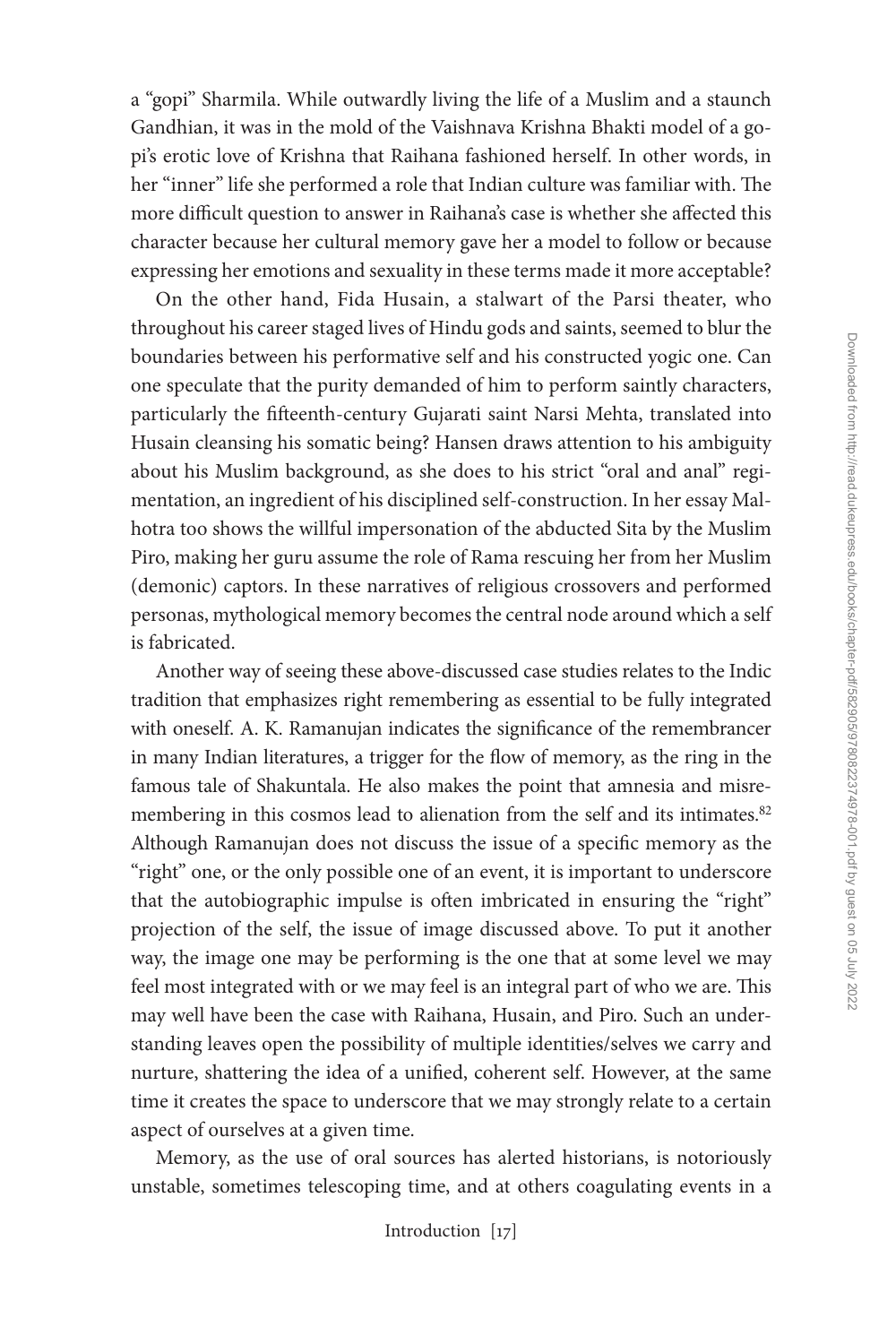a "gopi" Sharmila. While outwardly living the life of a Muslim and a staunch Gandhian, it was in the mold of the Vaishnava Krishna Bhakti model of a gopi's erotic love of Krishna that Raihana fashioned herself. In other words, in her "inner" life she performed a role that Indian culture was familiar with. The more difficult question to answer in Raihana's case is whether she affected this character because her cultural memory gave her a model to follow or because expressing her emotions and sexuality in these terms made it more acceptable?

On the other hand, Fida Husain, a stalwart of the Parsi theater, who throughout his career staged lives of Hindu gods and saints, seemed to blur the boundaries between his performative self and his constructed yogic one. Can one speculate that the purity demanded of him to perform saintly characters, particularly the fifteenth-century Gujarati saint Narsi Mehta, translated into Husain cleansing his somatic being? Hansen draws attention to his ambiguity about his Muslim background, as she does to his strict "oral and anal" regimentation, an ingredient of his disciplined self-construction. In her essay Malhotra too shows the willful impersonation of the abducted Sita by the Muslim Piro, making her guru assume the role of Rama rescuing her from her Muslim (demonic) captors. In these narratives of religious crossovers and performed personas, mythological memory becomes the central node around which a self is fabricated.

Another way of seeing these above-discussed case studies relates to the Indic tradition that emphasizes right remembering as essential to be fully integrated with oneself. A. K. Ramanujan indicates the significance of the remembrancer in many Indian literatures, a trigger for the flow of memory, as the ring in the famous tale of Shakuntala. He also makes the point that amnesia and misremembering in this cosmos lead to alienation from the self and its intimates.[82] Although Ramanujan does not discuss the issue of a specific memory as the "right" one, or the only possible one of an event, it is important to underscore that the autobiographic impulse is often imbricated in ensuring the "right" projection of the self, the issue of image discussed above. To put it another way, the image one may be performing is the one that at some level we may feel most integrated with or we may feel is an integral part of who we are. This may well have been the case with Raihana, Husain, and Piro. Such an understanding leaves open the possibility of multiple identities/selves we carry and nurture, shattering the idea of a unified, coherent self. However, at the same time it creates the space to underscore that we may strongly relate to a certain aspect of ourselves at a given time.

Memory, as the use of oral sources has alerted historians, is notoriously unstable, sometimes telescoping time, and at others coagulating events in a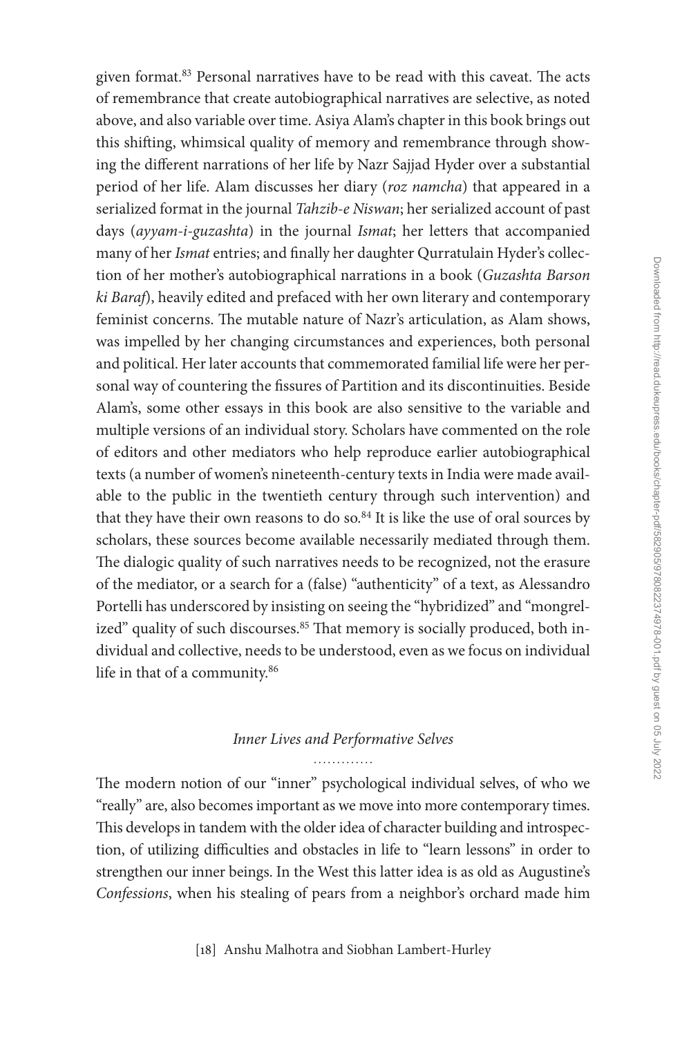given format.[83] Personal narratives have to be read with this caveat. The acts of remembrance that create autobiographical narratives are selective, as noted above, and also variable over time. Asiya Alam's chapter in this book brings out this shifting, whimsical quality of memory and remembrance through showing the different narrations of her life by Nazr Sajjad Hyder over a substantial period of her life. Alam discusses her diary (*roz namcha*) that appeared in a serialized format in the journal *Tahzib-e Niswan*; her serialized account of past days (*ayyam-i-guzashta*) in the journal *Ismat*; her letters that accompanied many of her *Ismat* entries; and finally her daughter Qurratulain Hyder's collection of her mother's autobiographical narrations in a book (*Guzashta Barson ki Baraf*), heavily edited and prefaced with her own literary and contemporary feminist concerns. The mutable nature of Nazr's articulation, as Alam shows, was impelled by her changing circumstances and experiences, both personal and political. Her later accounts that commemorated familial life were her personal way of countering the fissures of Partition and its discontinuities. Beside Alam's, some other essays in this book are also sensitive to the variable and multiple versions of an individual story. Scholars have commented on the role of editors and other mediators who help reproduce earlier autobiographical texts (a number of women's nineteenth-century texts in India were made available to the public in the twentieth century through such intervention) and that they have their own reasons to do so.[84] It is like the use of oral sources by scholars, these sources become available necessarily mediated through them. The dialogic quality of such narratives needs to be recognized, not the erasure of the mediator, or a search for a (false) "authenticity" of a text, as Alessandro Portelli has underscored by insisting on seeing the "hybridized" and "mongrelized" quality of such discourses.[85] That memory is socially produced, both individual and collective, needs to be understood, even as we focus on individual life in that of a community.[86]

### *Inner Lives and Performative Selves*

The modern notion of our "inner" psychological individual selves, of who we "really" are, also becomes important as we move into more contemporary times. This develops in tandem with the older idea of character building and introspection, of utilizing difficulties and obstacles in life to "learn lessons" in order to strengthen our inner beings. In the West this latter idea is as old as Augustine's *Confessions*, when his stealing of pears from a neighbor's orchard made him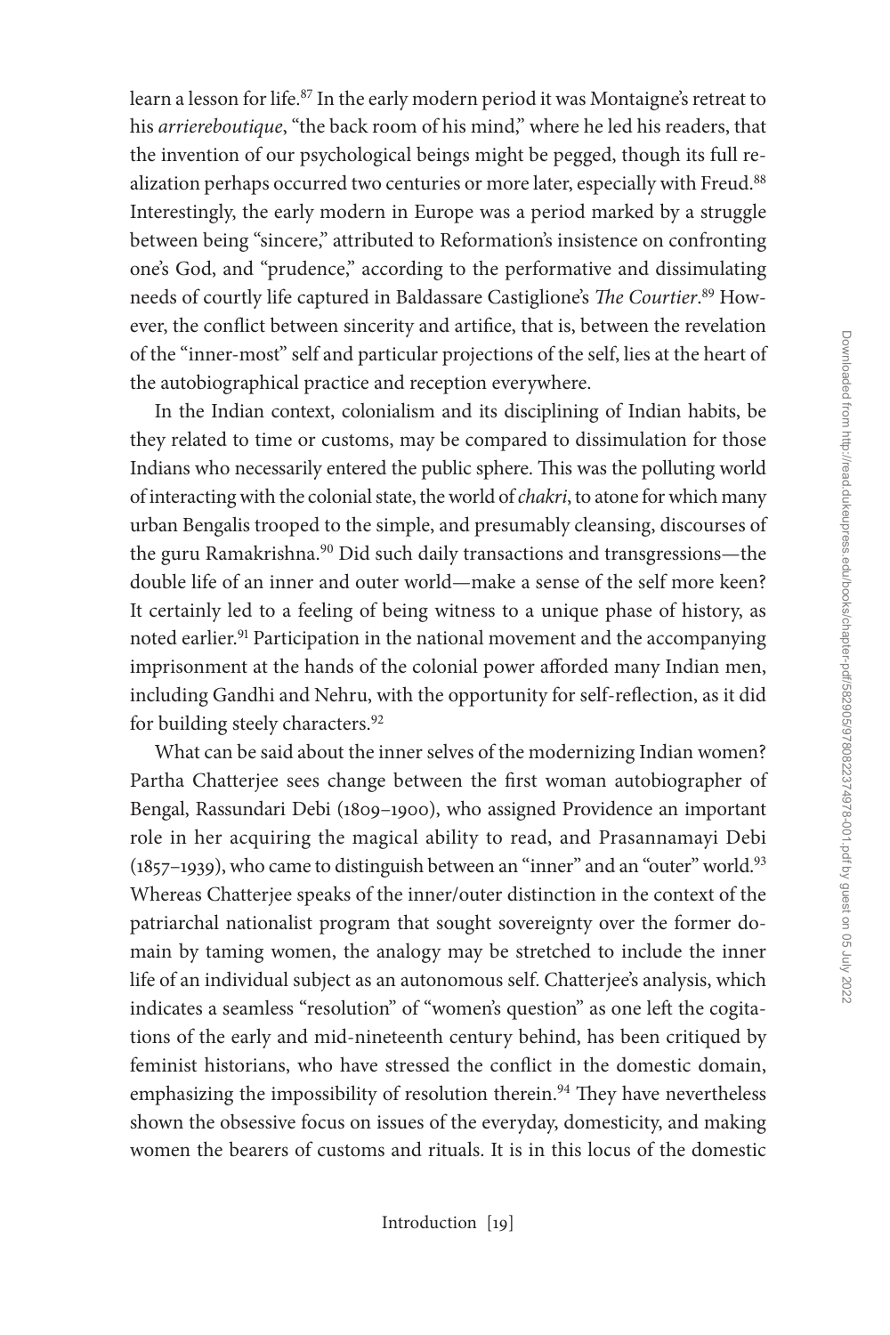learn a lesson for life.[87] In the early modern period it was Montaigne's retreat to his *arriereboutique*, "the back room of his mind," where he led his readers, that the invention of our psychological beings might be pegged, though its full realization perhaps occurred two centuries or more later, especially with Freud.[88] Interestingly, the early modern in Europe was a period marked by a struggle between being "sincere," attributed to Reformation's insistence on confronting one's God, and "prudence," according to the performative and dissimulating needs of courtly life captured in Baldassare Castiglione's *The Courtier*.[89] However, the conflict between sincerity and artifice, that is, between the revelation of the "inner-most" self and particular projections of the self, lies at the heart of the autobiographical practice and reception everywhere.

In the Indian context, colonialism and its disciplining of Indian habits, be they related to time or customs, may be compared to dissimulation for those Indians who necessarily entered the public sphere. This was the polluting world of interacting with the colonial state, the world of *chakri*, to atone for which many urban Bengalis trooped to the simple, and presumably cleansing, discourses of the guru Ramakrishna.[90] Did such daily transactions and transgressions—the double life of an inner and outer world—make a sense of the self more keen? It certainly led to a feeling of being witness to a unique phase of history, as noted earlier.[91] Participation in the national movement and the accompanying imprisonment at the hands of the colonial power afforded many Indian men, including Gandhi and Nehru, with the opportunity for self-reflection, as it did for building steely characters.[92]

What can be said about the inner selves of the modernizing Indian women? Partha Chatterjee sees change between the first woman autobiographer of Bengal, Rassundari Debi (1809–1900), who assigned Providence an important role in her acquiring the magical ability to read, and Prasannamayi Debi (1857–1939), who came to distinguish between an "inner" and an "outer" world.[93] Whereas Chatterjee speaks of the inner/outer distinction in the context of the patriarchal nationalist program that sought sovereignty over the former domain by taming women, the analogy may be stretched to include the inner life of an individual subject as an autonomous self. Chatterjee's analysis, which indicates a seamless "resolution" of "women's question" as one left the cogitations of the early and mid-nineteenth century behind, has been critiqued by feminist historians, who have stressed the conflict in the domestic domain, emphasizing the impossibility of resolution therein.[94] They have nevertheless shown the obsessive focus on issues of the everyday, domesticity, and making women the bearers of customs and rituals. It is in this locus of the domestic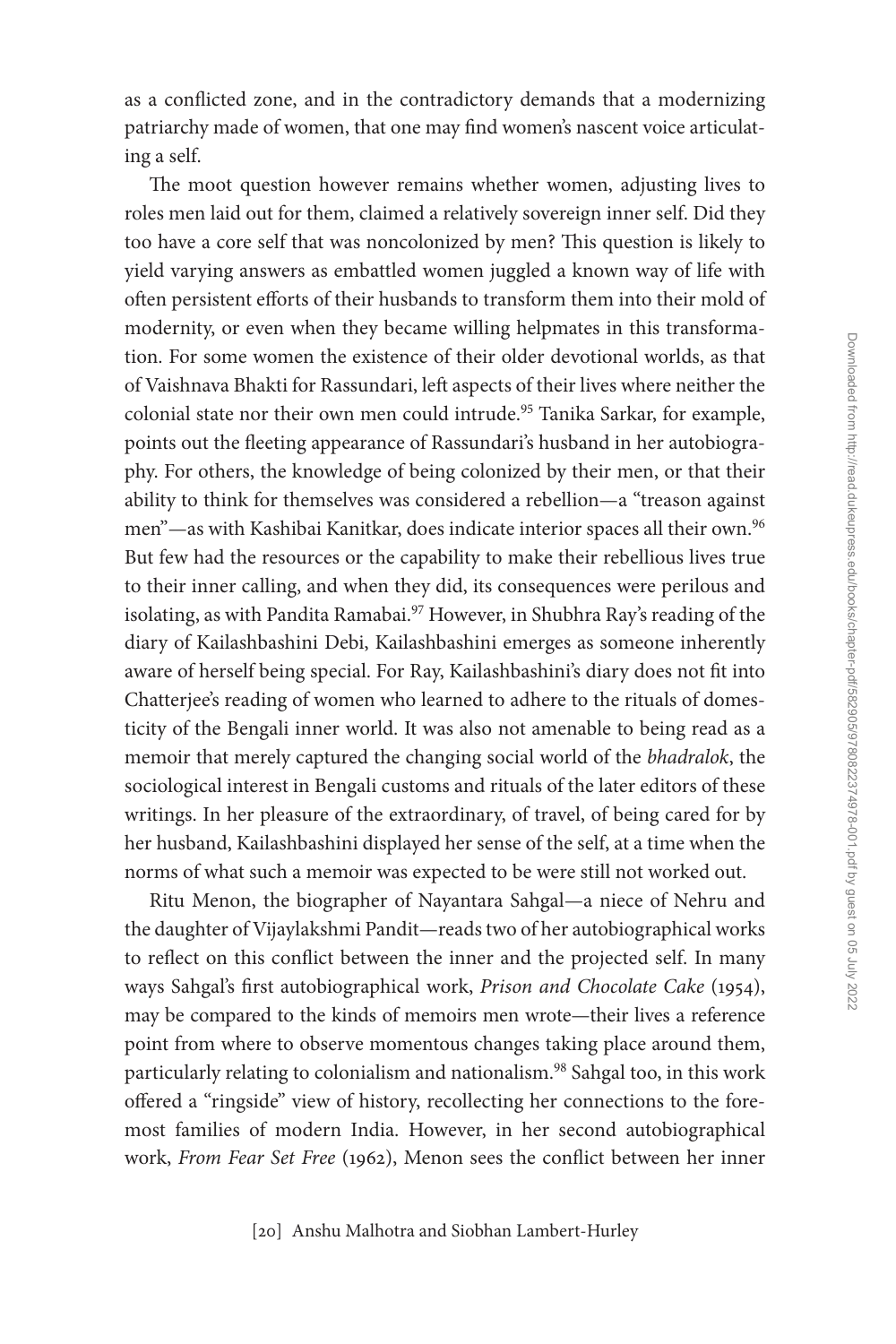as a conflicted zone, and in the contradictory demands that a modernizing patriarchy made of women, that one may find women's nascent voice articulating a self.

The moot question however remains whether women, adjusting lives to roles men laid out for them, claimed a relatively sovereign inner self. Did they too have a core self that was noncolonized by men? This question is likely to yield varying answers as embattled women juggled a known way of life with often persistent efforts of their husbands to transform them into their mold of modernity, or even when they became willing helpmates in this transformation. For some women the existence of their older devotional worlds, as that of Vaishnava Bhakti for Rassundari, left aspects of their lives where neither the colonial state nor their own men could intrude.[95] Tanika Sarkar, for example, points out the fleeting appearance of Rassundari's husband in her autobiography. For others, the knowledge of being colonized by their men, or that their ability to think for themselves was considered a rebellion—a "treason against men"—as with Kashibai Kanitkar, does indicate interior spaces all their own.[96] But few had the resources or the capability to make their rebellious lives true to their inner calling, and when they did, its consequences were perilous and isolating, as with Pandita Ramabai.[97] However, in Shubhra Ray's reading of the diary of Kailashbashini Debi, Kailashbashini emerges as someone inherently aware of herself being special. For Ray, Kailashbashini's diary does not fit into Chatterjee's reading of women who learned to adhere to the rituals of domesticity of the Bengali inner world. It was also not amenable to being read as a memoir that merely captured the changing social world of the *bhadralok*, the sociological interest in Bengali customs and rituals of the later editors of these writings. In her pleasure of the extraordinary, of travel, of being cared for by her husband, Kailashbashini displayed her sense of the self, at a time when the norms of what such a memoir was expected to be were still not worked out.

Ritu Menon, the biographer of Nayantara Sahgal—a niece of Nehru and the daughter of Vijaylakshmi Pandit—reads two of her autobiographical works to reflect on this conflict between the inner and the projected self. In many ways Sahgal's first autobiographical work, *Prison and Chocolate Cake* (1954), may be compared to the kinds of memoirs men wrote—their lives a reference point from where to observe momentous changes taking place around them, particularly relating to colonialism and nationalism.[98] Sahgal too, in this work offered a "ringside" view of history, recollecting her connections to the foremost families of modern India. However, in her second autobiographical work, *From Fear Set Free* (1962), Menon sees the conflict between her inner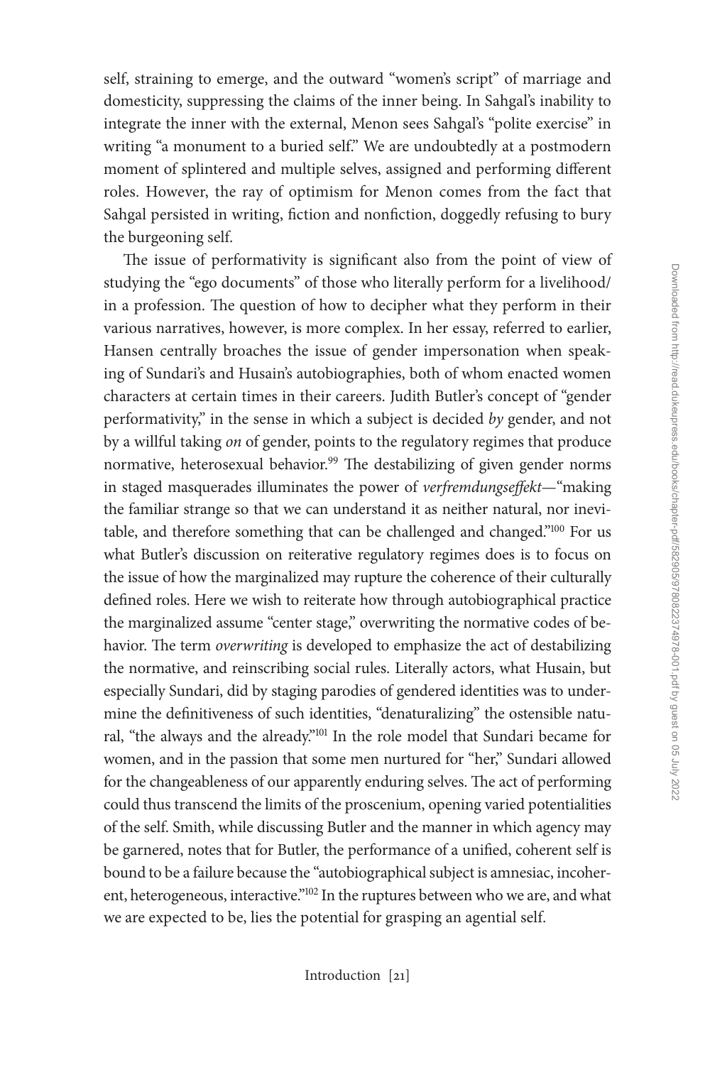self, straining to emerge, and the outward "women's script" of marriage and domesticity, suppressing the claims of the inner being. In Sahgal's inability to integrate the inner with the external, Menon sees Sahgal's "polite exercise" in writing "a monument to a buried self." We are undoubtedly at a postmodern moment of splintered and multiple selves, assigned and performing different roles. However, the ray of optimism for Menon comes from the fact that Sahgal persisted in writing, fiction and nonfiction, doggedly refusing to bury the burgeoning self.

The issue of performativity is significant also from the point of view of studying the "ego documents" of those who literally perform for a livelihood/ in a profession. The question of how to decipher what they perform in their various narratives, however, is more complex. In her essay, referred to earlier, Hansen centrally broaches the issue of gender impersonation when speaking of Sundari's and Husain's autobiographies, both of whom enacted women characters at certain times in their careers. Judith Butler's concept of "gender performativity," in the sense in which a subject is decided *by* gender, and not by a willful taking *on* of gender, points to the regulatory regimes that produce normative, heterosexual behavior.[99] The destabilizing of given gender norms in staged masquerades illuminates the power of *verfremdungseffekt*—"making the familiar strange so that we can understand it as neither natural, nor inevitable, and therefore something that can be challenged and changed."[100] For us what Butler's discussion on reiterative regulatory regimes does is to focus on the issue of how the marginalized may rupture the coherence of their culturally defined roles. Here we wish to reiterate how through autobiographical practice the marginalized assume "center stage," overwriting the normative codes of behavior. The term *overwriting* is developed to emphasize the act of destabilizing the normative, and reinscribing social rules. Literally actors, what Husain, but especially Sundari, did by staging parodies of gendered identities was to undermine the definitiveness of such identities, "denaturalizing" the ostensible natural, "the always and the already."[101] In the role model that Sundari became for women, and in the passion that some men nurtured for "her," Sundari allowed for the changeableness of our apparently enduring selves. The act of performing could thus transcend the limits of the proscenium, opening varied potentialities of the self. Smith, while discussing Butler and the manner in which agency may be garnered, notes that for Butler, the performance of a unified, coherent self is bound to be a failure because the "autobiographical subject is amnesiac, incoherent, heterogeneous, interactive."[102] In the ruptures between who we are, and what we are expected to be, lies the potential for grasping an agential self.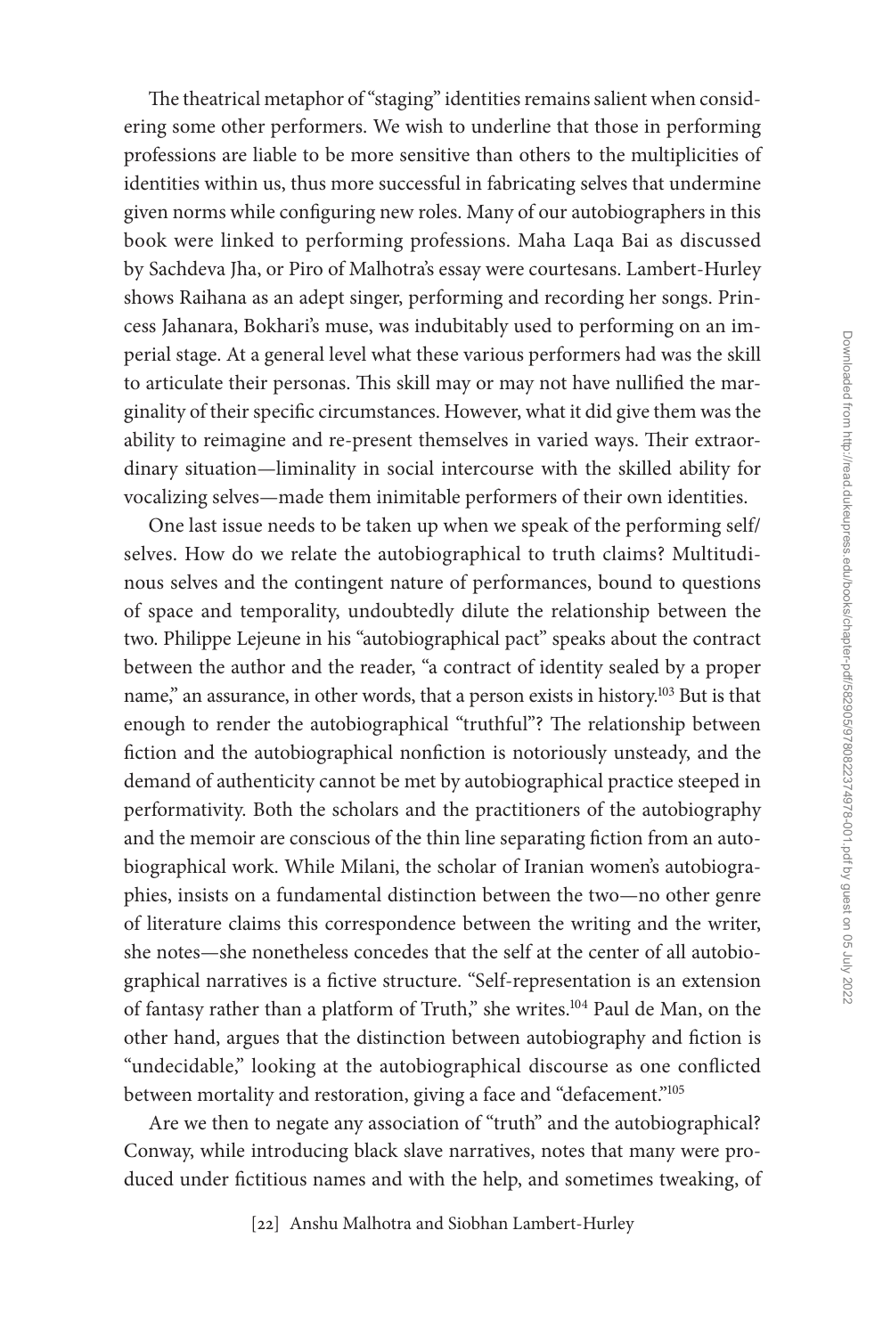The theatrical metaphor of "staging" identities remains salient when considering some other performers. We wish to underline that those in performing professions are liable to be more sensitive than others to the multiplicities of identities within us, thus more successful in fabricating selves that undermine given norms while configuring new roles. Many of our autobiographers in this book were linked to performing professions. Maha Laqa Bai as discussed by Sachdeva Jha, or Piro of Malhotra's essay were courtesans. Lambert-Hurley shows Raihana as an adept singer, performing and recording her songs. Princess Jahanara, Bokhari's muse, was indubitably used to performing on an imperial stage. At a general level what these various performers had was the skill to articulate their personas. This skill may or may not have nullified the marginality of their specific circumstances. However, what it did give them was the ability to reimagine and re-present themselves in varied ways. Their extraordinary situation—liminality in social intercourse with the skilled ability for vocalizing selves—made them inimitable performers of their own identities.

One last issue needs to be taken up when we speak of the performing self/selves. How do we relate the autobiographical to truth claims? Multitudinous selves and the contingent nature of performances, bound to questions of space and temporality, undoubtedly dilute the relationship between the two. Philippe Lejeune in his "autobiographical pact" speaks about the contract between the author and the reader, "a contract of identity sealed by a proper name," an assurance, in other words, that a person exists in history.[103] But is that enough to render the autobiographical "truthful"? The relationship between fiction and the autobiographical nonfiction is notoriously unsteady, and the demand of authenticity cannot be met by autobiographical practice steeped in performativity. Both the scholars and the practitioners of the autobiography and the memoir are conscious of the thin line separating fiction from an autobiographical work. While Milani, the scholar of Iranian women's autobiographies, insists on a fundamental distinction between the two—no other genre of literature claims this correspondence between the writing and the writer, she notes—she nonetheless concedes that the self at the center of all autobiographical narratives is a fictive structure. "Self-representation is an extension of fantasy rather than a platform of Truth," she writes.[104] Paul de Man, on the other hand, argues that the distinction between autobiography and fiction is "undecidable," looking at the autobiographical discourse as one conflicted between mortality and restoration, giving a face and "defacement."[105]

Are we then to negate any association of "truth" and the autobiographical? Conway, while introducing black slave narratives, notes that many were produced under fictitious names and with the help, and sometimes tweaking, of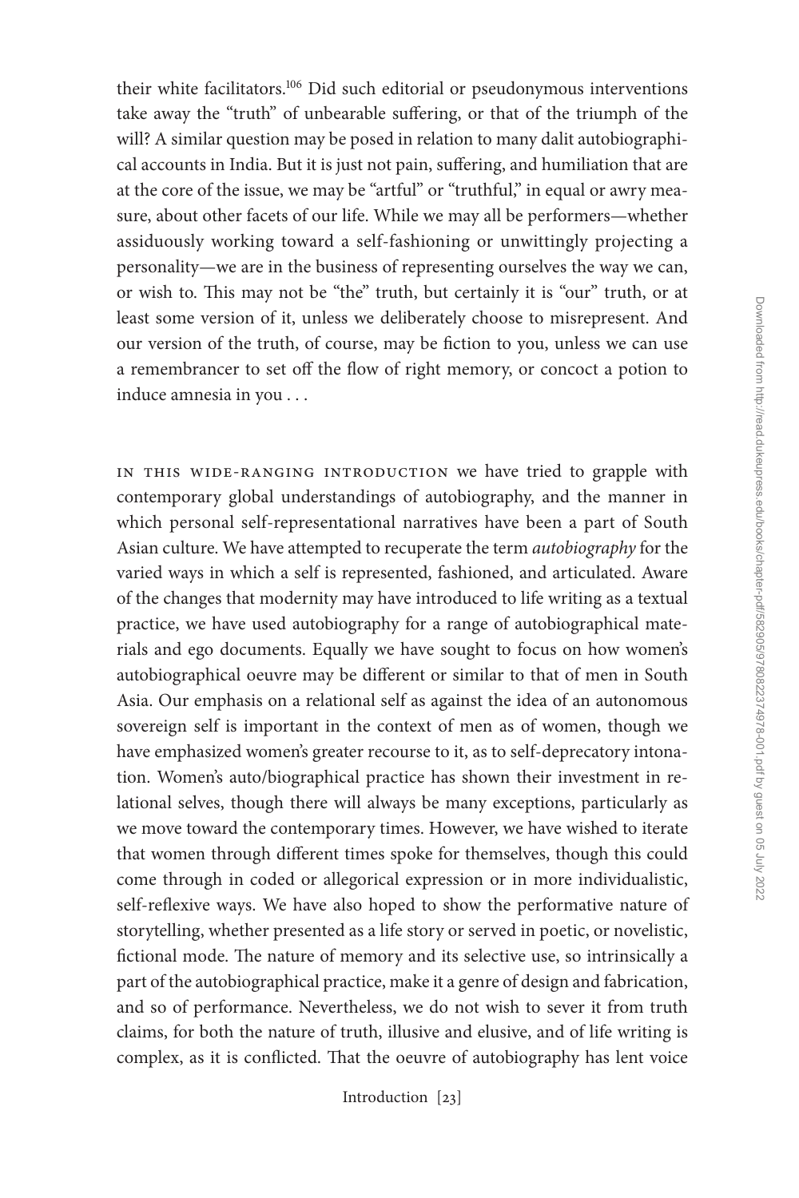their white facilitators.[106] Did such editorial or pseudonymous interventions take away the "truth" of unbearable suffering, or that of the triumph of the will? A similar question may be posed in relation to many dalit autobiographical accounts in India. But it is just not pain, suffering, and humiliation that are at the core of the issue, we may be "artful" or "truthful," in equal or awry measure, about other facets of our life. While we may all be performers—whether assiduously working toward a self-fashioning or unwittingly projecting a personality—we are in the business of representing ourselves the way we can, or wish to. This may not be "the" truth, but certainly it is "our" truth, or at least some version of it, unless we deliberately choose to misrepresent. And our version of the truth, of course, may be fiction to you, unless we can use a remembrancer to set off the flow of right memory, or concoct a potion to induce amnesia in you . . .

In this wide-ranging introduction we have tried to grapple with contemporary global understandings of autobiography, and the manner in which personal self-representational narratives have been a part of South Asian culture. We have attempted to recuperate the term *autobiography* for the varied ways in which a self is represented, fashioned, and articulated. Aware of the changes that modernity may have introduced to life writing as a textual practice, we have used autobiography for a range of autobiographical materials and ego documents. Equally we have sought to focus on how women's autobiographical oeuvre may be different or similar to that of men in South Asia. Our emphasis on a relational self as against the idea of an autonomous sovereign self is important in the context of men as of women, though we have emphasized women's greater recourse to it, as to self-deprecatory intonation. Women's auto/biographical practice has shown their investment in relational selves, though there will always be many exceptions, particularly as we move toward the contemporary times. However, we have wished to iterate that women through different times spoke for themselves, though this could come through in coded or allegorical expression or in more individualistic, self-reflexive ways. We have also hoped to show the performative nature of storytelling, whether presented as a life story or served in poetic, or novelistic, fictional mode. The nature of memory and its selective use, so intrinsically a part of the autobiographical practice, make it a genre of design and fabrication, and so of performance. Nevertheless, we do not wish to sever it from truth claims, for both the nature of truth, illusive and elusive, and of life writing is complex, as it is conflicted. That the oeuvre of autobiography has lent voice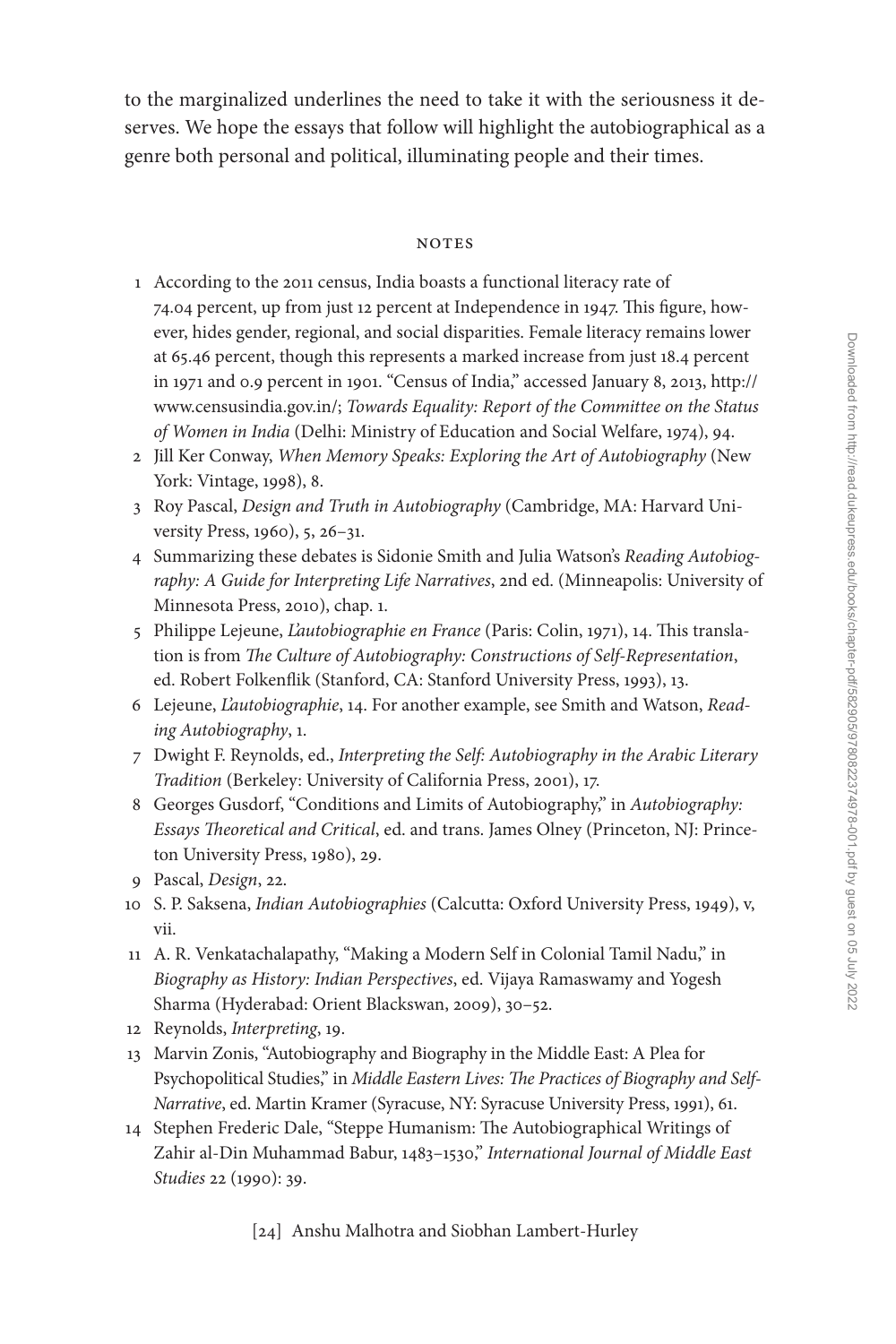to the marginalized underlines the need to take it with the seriousness it deserves. We hope the essays that follow will highlight the autobiographical as a genre both personal and political, illuminating people and their times.

## NOTES

1. According to the 2011 census, India boasts a functional literacy rate of 74.04 percent, up from just 12 percent at Independence in 1947. This figure, however, hides gender, regional, and social disparities. Female literacy remains lower at 65.46 percent, though this represents a marked increase from just 18.4 percent in 1971 and 0.9 percent in 1901. "Census of India," accessed January 8, 2013, http://www.censusindia.gov.in/; *Towards Equality: Report of the Committee on the Status of Women in India* (Delhi: Ministry of Education and Social Welfare, 1974), 94.
2. Jill Ker Conway, *When Memory Speaks: Exploring the Art of Autobiography* (New York: Vintage, 1998), 8.
3. Roy Pascal, *Design and Truth in Autobiography* (Cambridge, MA: Harvard University Press, 1960), 5, 26–31.
4. Summarizing these debates is Sidonie Smith and Julia Watson's *Reading Autobiography: A Guide for Interpreting Life Narratives*, 2nd ed. (Minneapolis: University of Minnesota Press, 2010), chap. 1.
5. Philippe Lejeune, *L'autobiographie en France* (Paris: Colin, 1971), 14. This translation is from *The Culture of Autobiography: Constructions of Self-Representation*, ed. Robert Folkenflik (Stanford, CA: Stanford University Press, 1993), 13.
6. Lejeune, *L'autobiographie*, 14. For another example, see Smith and Watson, *Reading Autobiography*, 1.
7. Dwight F. Reynolds, ed., *Interpreting the Self: Autobiography in the Arabic Literary Tradition* (Berkeley: University of California Press, 2001), 17.
8. Georges Gusdorf, "Conditions and Limits of Autobiography," in *Autobiography: Essays Theoretical and Critical*, ed. and trans. James Olney (Princeton, NJ: Princeton University Press, 1980), 29.
9. Pascal, *Design*, 22.
10. S. P. Saksena, *Indian Autobiographies* (Calcutta: Oxford University Press, 1949), v, vii.
11. A. R. Venkatachalapathy, "Making a Modern Self in Colonial Tamil Nadu," in *Biography as History: Indian Perspectives*, ed. Vijaya Ramaswamy and Yogesh Sharma (Hyderabad: Orient Blackswan, 2009), 30–52.
12. Reynolds, *Interpreting*, 19.
13. Marvin Zonis, "Autobiography and Biography in the Middle East: A Plea for Psychopolitical Studies," in *Middle Eastern Lives: The Practices of Biography and Self-Narrative*, ed. Martin Kramer (Syracuse, NY: Syracuse University Press, 1991), 61.
14. Stephen Frederic Dale, "Steppe Humanism: The Autobiographical Writings of Zahir al-Din Muhammad Babur, 1483–1530," *International Journal of Middle East Studies* 22 (1990): 39.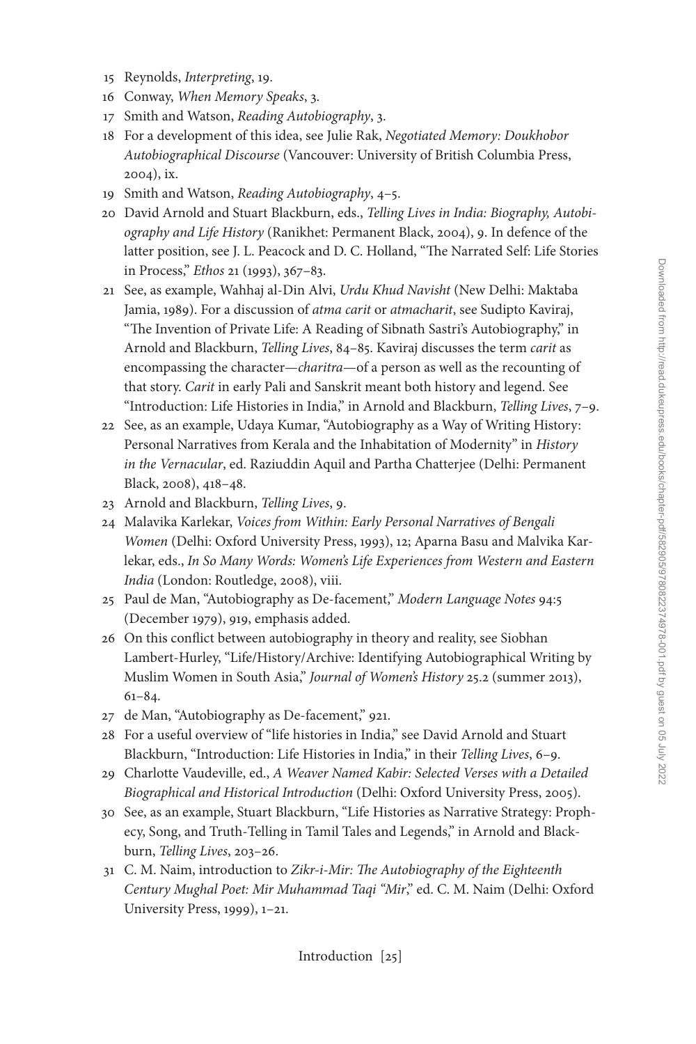15 Reynolds, *Interpreting*, 19.

16 Conway, *When Memory Speaks*, 3.

17 Smith and Watson, *Reading Autobiography*, 3.

18 For a development of this idea, see Julie Rak, *Negotiated Memory: Doukhobor Autobiographical Discourse* (Vancouver: University of British Columbia Press, 2004), ix.

19 Smith and Watson, *Reading Autobiography*, 4–5.

20 David Arnold and Stuart Blackburn, eds., *Telling Lives in India: Biography, Autobiography and Life History* (Ranikhet: Permanent Black, 2004), 9. In defence of the latter position, see J. L. Peacock and D. C. Holland, "The Narrated Self: Life Stories in Process," *Ethos* 21 (1993), 367–83.

21 See, as example, Wahhaj al-Din Alvi, *Urdu Khud Navisht* (New Delhi: Maktaba Jamia, 1989). For a discussion of *atma carit* or *atmacharit*, see Sudipto Kaviraj, "The Invention of Private Life: A Reading of Sibnath Sastri's Autobiography," in Arnold and Blackburn, *Telling Lives*, 84–85. Kaviraj discusses the term *carit* as encompassing the character—*charitra*—of a person as well as the recounting of that story. *Carit* in early Pali and Sanskrit meant both history and legend. See "Introduction: Life Histories in India," in Arnold and Blackburn, *Telling Lives*, 7–9.

22 See, as an example, Udaya Kumar, "Autobiography as a Way of Writing History: Personal Narratives from Kerala and the Inhabitation of Modernity" in *History in the Vernacular*, ed. Raziuddin Aquil and Partha Chatterjee (Delhi: Permanent Black, 2008), 418–48.

23 Arnold and Blackburn, *Telling Lives*, 9.

24 Malavika Karlekar, *Voices from Within: Early Personal Narratives of Bengali Women* (Delhi: Oxford University Press, 1993), 12; Aparna Basu and Malvika Karlekar, eds., *In So Many Words: Women's Life Experiences from Western and Eastern India* (London: Routledge, 2008), viii.

25 Paul de Man, "Autobiography as De-facement," *Modern Language Notes* 94:5 (December 1979), 919, emphasis added.

26 On this conflict between autobiography in theory and reality, see Siobhan Lambert-Hurley, "Life/History/Archive: Identifying Autobiographical Writing by Muslim Women in South Asia," *Journal of Women's History* 25.2 (summer 2013), 61–84.

27 de Man, "Autobiography as De-facement," 921.

28 For a useful overview of "life histories in India," see David Arnold and Stuart Blackburn, "Introduction: Life Histories in India," in their *Telling Lives*, 6–9.

29 Charlotte Vaudeville, ed., *A Weaver Named Kabir: Selected Verses with a Detailed Biographical and Historical Introduction* (Delhi: Oxford University Press, 2005).

30 See, as an example, Stuart Blackburn, "Life Histories as Narrative Strategy: Prophecy, Song, and Truth-Telling in Tamil Tales and Legends," in Arnold and Blackburn, *Telling Lives*, 203–26.

31 C. M. Naim, introduction to *Zikr-i-Mir: The Autobiography of the Eighteenth Century Mughal Poet: Mir Muhammad Taqi "Mir*," ed. C. M. Naim (Delhi: Oxford University Press, 1999), 1–21.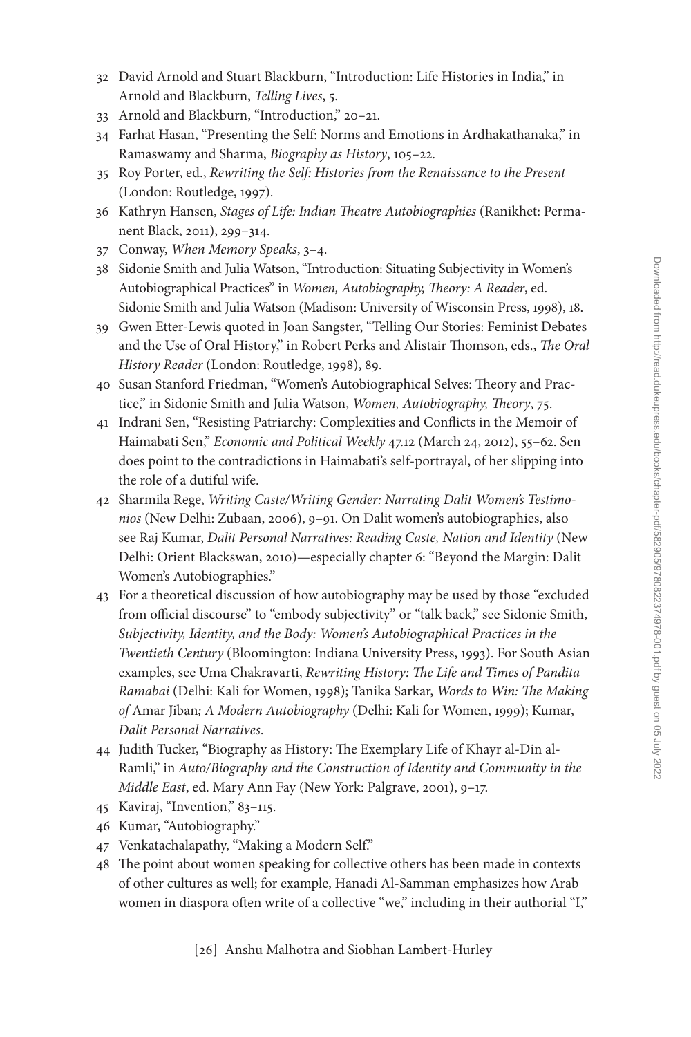32 David Arnold and Stuart Blackburn, "Introduction: Life Histories in India," in Arnold and Blackburn, *Telling Lives*, 5.

33 Arnold and Blackburn, "Introduction," 20–21.

34 Farhat Hasan, "Presenting the Self: Norms and Emotions in Ardhakathanaka," in Ramaswamy and Sharma, *Biography as History*, 105–22.

35 Roy Porter, ed., *Rewriting the Self: Histories from the Renaissance to the Present* (London: Routledge, 1997).

36 Kathryn Hansen, *Stages of Life: Indian Theatre Autobiographies* (Ranikhet: Permanent Black, 2011), 299–314.

37 Conway, *When Memory Speaks*, 3–4.

38 Sidonie Smith and Julia Watson, "Introduction: Situating Subjectivity in Women's Autobiographical Practices" in *Women, Autobiography, Theory: A Reader*, ed. Sidonie Smith and Julia Watson (Madison: University of Wisconsin Press, 1998), 18.

39 Gwen Etter-Lewis quoted in Joan Sangster, "Telling Our Stories: Feminist Debates and the Use of Oral History," in Robert Perks and Alistair Thomson, eds., *The Oral History Reader* (London: Routledge, 1998), 89.

40 Susan Stanford Friedman, "Women's Autobiographical Selves: Theory and Practice," in Sidonie Smith and Julia Watson, *Women, Autobiography, Theory*, 75.

41 Indrani Sen, "Resisting Patriarchy: Complexities and Conflicts in the Memoir of Haimabati Sen," *Economic and Political Weekly* 47.12 (March 24, 2012), 55–62. Sen does point to the contradictions in Haimabati's self-portrayal, of her slipping into the role of a dutiful wife.

42 Sharmila Rege, *Writing Caste/Writing Gender: Narrating Dalit Women's Testimonios* (New Delhi: Zubaan, 2006), 9–91. On Dalit women's autobiographies, also see Raj Kumar, *Dalit Personal Narratives: Reading Caste, Nation and Identity* (New Delhi: Orient Blackswan, 2010)—especially chapter 6: "Beyond the Margin: Dalit Women's Autobiographies."

43 For a theoretical discussion of how autobiography may be used by those "excluded from official discourse" to "embody subjectivity" or "talk back," see Sidonie Smith, *Subjectivity, Identity, and the Body: Women's Autobiographical Practices in the Twentieth Century* (Bloomington: Indiana University Press, 1993). For South Asian examples, see Uma Chakravarti, *Rewriting History: The Life and Times of Pandita Ramabai* (Delhi: Kali for Women, 1998); Tanika Sarkar, *Words to Win: The Making of* Amar Jiban*; A Modern Autobiography* (Delhi: Kali for Women, 1999); Kumar, *Dalit Personal Narratives*.

44 Judith Tucker, "Biography as History: The Exemplary Life of Khayr al-Din al-Ramli," in *Auto/Biography and the Construction of Identity and Community in the Middle East*, ed. Mary Ann Fay (New York: Palgrave, 2001), 9–17.

45 Kaviraj, "Invention," 83–115.

46 Kumar, "Autobiography."

47 Venkatachalapathy, "Making a Modern Self."

48 The point about women speaking for collective others has been made in contexts of other cultures as well; for example, Hanadi Al-Samman emphasizes how Arab women in diaspora often write of a collective "we," including in their authorial "I,"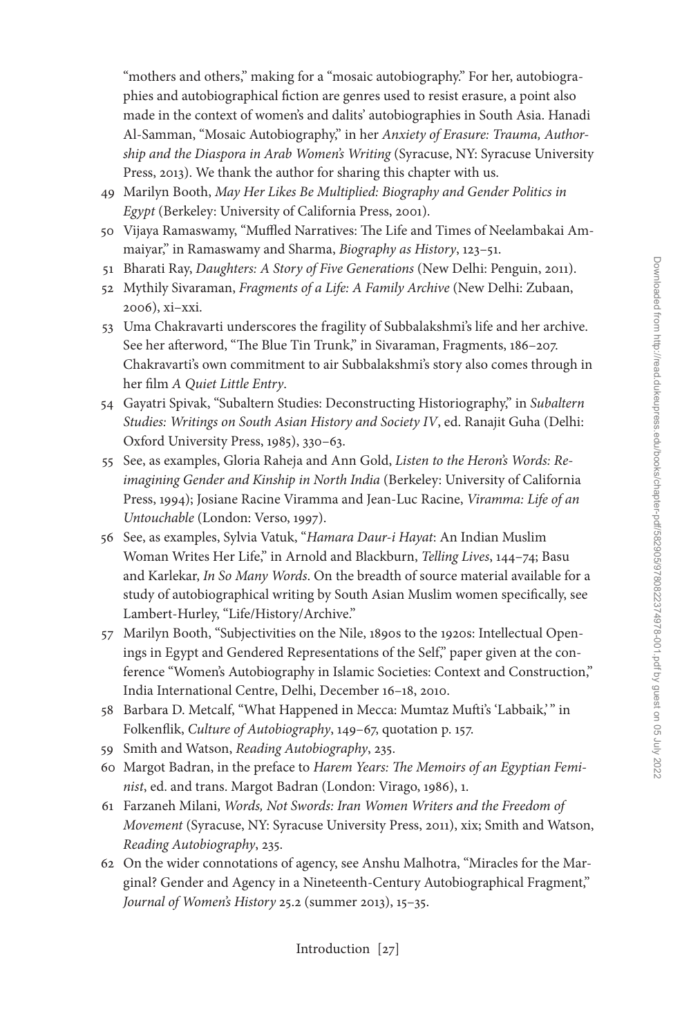"mothers and others," making for a "mosaic autobiography." For her, autobiographies and autobiographical fiction are genres used to resist erasure, a point also made in the context of women's and dalits' autobiographies in South Asia. Hanadi Al-Samman, "Mosaic Autobiography," in her *Anxiety of Erasure: Trauma, Authorship and the Diaspora in Arab Women's Writing* (Syracuse, NY: Syracuse University Press, 2013). We thank the author for sharing this chapter with us.

49 Marilyn Booth, *May Her Likes Be Multiplied: Biography and Gender Politics in Egypt* (Berkeley: University of California Press, 2001).

50 Vijaya Ramaswamy, "Muffled Narratives: The Life and Times of Neelambakai Ammaiyar," in Ramaswamy and Sharma, *Biography as History*, 123–51.

51 Bharati Ray, *Daughters: A Story of Five Generations* (New Delhi: Penguin, 2011).

52 Mythily Sivaraman, *Fragments of a Life: A Family Archive* (New Delhi: Zubaan, 2006), xi–xxi.

53 Uma Chakravarti underscores the fragility of Subbalakshmi's life and her archive. See her afterword, "The Blue Tin Trunk," in Sivaraman, Fragments, 186–207. Chakravarti's own commitment to air Subbalakshmi's story also comes through in her film *A Quiet Little Entry*.

54 Gayatri Spivak, "Subaltern Studies: Deconstructing Historiography," in *Subaltern Studies: Writings on South Asian History and Society IV*, ed. Ranajit Guha (Delhi: Oxford University Press, 1985), 330–63.

55 See, as examples, Gloria Raheja and Ann Gold, *Listen to the Heron's Words: Reimagining Gender and Kinship in North India* (Berkeley: University of California Press, 1994); Josiane Racine Viramma and Jean-Luc Racine, *Viramma: Life of an Untouchable* (London: Verso, 1997).

56 See, as examples, Sylvia Vatuk, "*Hamara Daur-i Hayat*: An Indian Muslim Woman Writes Her Life," in Arnold and Blackburn, *Telling Lives*, 144–74; Basu and Karlekar, *In So Many Words*. On the breadth of source material available for a study of autobiographical writing by South Asian Muslim women specifically, see Lambert-Hurley, "Life/History/Archive."

57 Marilyn Booth, "Subjectivities on the Nile, 1890s to the 1920s: Intellectual Openings in Egypt and Gendered Representations of the Self," paper given at the conference "Women's Autobiography in Islamic Societies: Context and Construction," India International Centre, Delhi, December 16–18, 2010.

58 Barbara D. Metcalf, "What Happened in Mecca: Mumtaz Mufti's 'Labbaik,'" in Folkenflik, *Culture of Autobiography*, 149–67, quotation p. 157.

59 Smith and Watson, *Reading Autobiography*, 235.

60 Margot Badran, in the preface to *Harem Years: The Memoirs of an Egyptian Feminist*, ed. and trans. Margot Badran (London: Virago, 1986), 1.

61 Farzaneh Milani, *Words, Not Swords: Iran Women Writers and the Freedom of Movement* (Syracuse, NY: Syracuse University Press, 2011), xix; Smith and Watson, *Reading Autobiography*, 235.

62 On the wider connotations of agency, see Anshu Malhotra, "Miracles for the Marginal? Gender and Agency in a Nineteenth-Century Autobiographical Fragment," *Journal of Women's History* 25.2 (summer 2013), 15–35.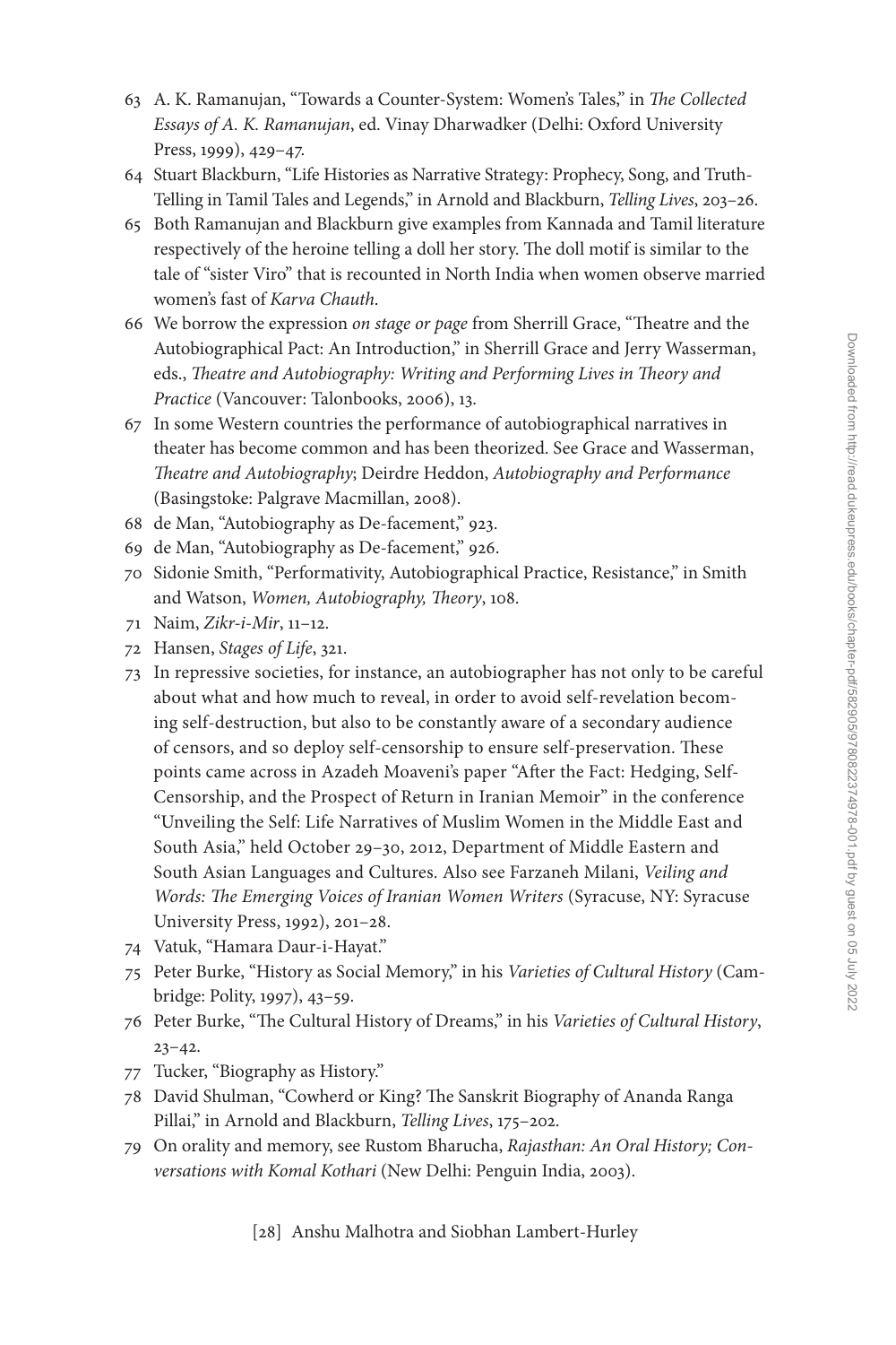63 A. K. Ramanujan, "Towards a Counter-System: Women's Tales," in *The Collected Essays of A. K. Ramanujan*, ed. Vinay Dharwadker (Delhi: Oxford University Press, 1999), 429–47.

64 Stuart Blackburn, "Life Histories as Narrative Strategy: Prophecy, Song, and Truth-Telling in Tamil Tales and Legends," in Arnold and Blackburn, *Telling Lives*, 203–26.

65 Both Ramanujan and Blackburn give examples from Kannada and Tamil literature respectively of the heroine telling a doll her story. The doll motif is similar to the tale of "sister Viro" that is recounted in North India when women observe married women's fast of *Karva Chauth*.

66 We borrow the expression *on stage or page* from Sherrill Grace, "Theatre and the Autobiographical Pact: An Introduction," in Sherrill Grace and Jerry Wasserman, eds., *Theatre and Autobiography: Writing and Performing Lives in Theory and Practice* (Vancouver: Talonbooks, 2006), 13.

67 In some Western countries the performance of autobiographical narratives in theater has become common and has been theorized. See Grace and Wasserman, *Theatre and Autobiography*; Deirdre Heddon, *Autobiography and Performance* (Basingstoke: Palgrave Macmillan, 2008).

68 de Man, "Autobiography as De-facement," 923.

69 de Man, "Autobiography as De-facement," 926.

70 Sidonie Smith, "Performativity, Autobiographical Practice, Resistance," in Smith and Watson, *Women, Autobiography, Theory*, 108.

71 Naim, *Zikr-i-Mir*, 11–12.

72 Hansen, *Stages of Life*, 321.

73 In repressive societies, for instance, an autobiographer has not only to be careful about what and how much to reveal, in order to avoid self-revelation becoming self-destruction, but also to be constantly aware of a secondary audience of censors, and so deploy self-censorship to ensure self-preservation. These points came across in Azadeh Moaveni's paper "After the Fact: Hedging, Self-Censorship, and the Prospect of Return in Iranian Memoir" in the conference "Unveiling the Self: Life Narratives of Muslim Women in the Middle East and South Asia," held October 29–30, 2012, Department of Middle Eastern and South Asian Languages and Cultures. Also see Farzaneh Milani, *Veiling and Words: The Emerging Voices of Iranian Women Writers* (Syracuse, NY: Syracuse University Press, 1992), 201–28.

74 Vatuk, "Hamara Daur-i-Hayat."

75 Peter Burke, "History as Social Memory," in his *Varieties of Cultural History* (Cambridge: Polity, 1997), 43–59.

76 Peter Burke, "The Cultural History of Dreams," in his *Varieties of Cultural History*, 23–42.

77 Tucker, "Biography as History."

78 David Shulman, "Cowherd or King? The Sanskrit Biography of Ananda Ranga Pillai," in Arnold and Blackburn, *Telling Lives*, 175–202.

79 On orality and memory, see Rustom Bharucha, *Rajasthan: An Oral History; Conversations with Komal Kothari* (New Delhi: Penguin India, 2003).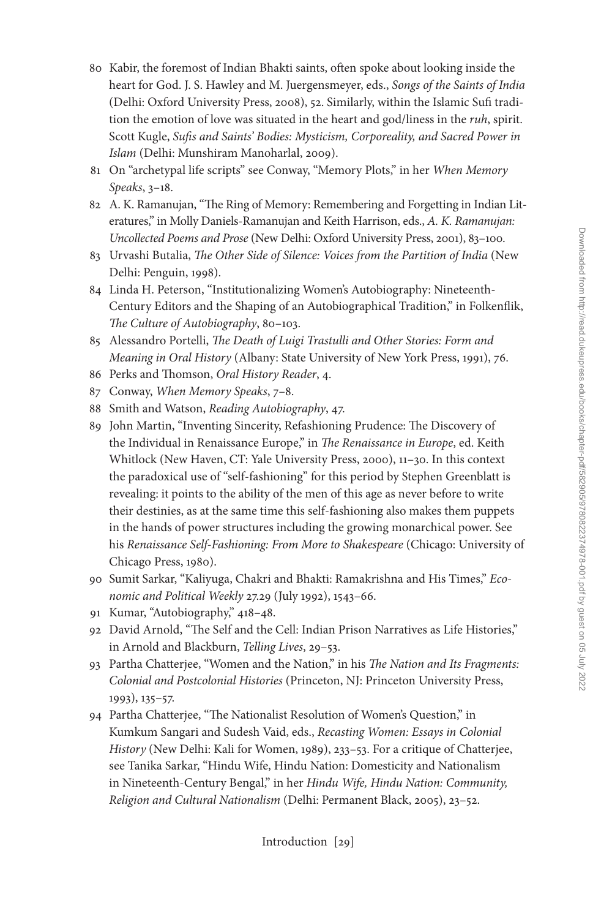80 Kabir, the foremost of Indian Bhakti saints, often spoke about looking inside the heart for God. J. S. Hawley and M. Juergensmeyer, eds., *Songs of the Saints of India* (Delhi: Oxford University Press, 2008), 52. Similarly, within the Islamic Sufi tradition the emotion of love was situated in the heart and god/liness in the *ruh*, spirit. Scott Kugle, *Sufis and Saints' Bodies: Mysticism, Corporeality, and Sacred Power in Islam* (Delhi: Munshiram Manoharlal, 2009).

81 On "archetypal life scripts" see Conway, "Memory Plots," in her *When Memory Speaks*, 3–18.

82 A. K. Ramanujan, "The Ring of Memory: Remembering and Forgetting in Indian Literatures," in Molly Daniels-Ramanujan and Keith Harrison, eds., *A. K. Ramanujan: Uncollected Poems and Prose* (New Delhi: Oxford University Press, 2001), 83–100.

83 Urvashi Butalia, *The Other Side of Silence: Voices from the Partition of India* (New Delhi: Penguin, 1998).

84 Linda H. Peterson, "Institutionalizing Women's Autobiography: Nineteenth-Century Editors and the Shaping of an Autobiographical Tradition," in Folkenflik, *The Culture of Autobiography*, 80–103.

85 Alessandro Portelli, *The Death of Luigi Trastulli and Other Stories: Form and Meaning in Oral History* (Albany: State University of New York Press, 1991), 76.

86 Perks and Thomson, *Oral History Reader*, 4.

87 Conway, *When Memory Speaks*, 7–8.

88 Smith and Watson, *Reading Autobiography*, 47.

89 John Martin, "Inventing Sincerity, Refashioning Prudence: The Discovery of the Individual in Renaissance Europe," in *The Renaissance in Europe*, ed. Keith Whitlock (New Haven, CT: Yale University Press, 2000), 11–30. In this context the paradoxical use of "self-fashioning" for this period by Stephen Greenblatt is revealing: it points to the ability of the men of this age as never before to write their destinies, as at the same time this self-fashioning also makes them puppets in the hands of power structures including the growing monarchical power. See his *Renaissance Self-Fashioning: From More to Shakespeare* (Chicago: University of Chicago Press, 1980).

90 Sumit Sarkar, "Kaliyuga, Chakri and Bhakti: Ramakrishna and His Times," *Economic and Political Weekly* 27.29 (July 1992), 1543–66.

91 Kumar, "Autobiography," 418–48.

92 David Arnold, "The Self and the Cell: Indian Prison Narratives as Life Histories," in Arnold and Blackburn, *Telling Lives*, 29–53.

93 Partha Chatterjee, "Women and the Nation," in his *The Nation and Its Fragments: Colonial and Postcolonial Histories* (Princeton, NJ: Princeton University Press, 1993), 135–57.

94 Partha Chatterjee, "The Nationalist Resolution of Women's Question," in Kumkum Sangari and Sudesh Vaid, eds., *Recasting Women: Essays in Colonial History* (New Delhi: Kali for Women, 1989), 233–53. For a critique of Chatterjee, see Tanika Sarkar, "Hindu Wife, Hindu Nation: Domesticity and Nationalism in Nineteenth-Century Bengal," in her *Hindu Wife, Hindu Nation: Community, Religion and Cultural Nationalism* (Delhi: Permanent Black, 2005), 23–52.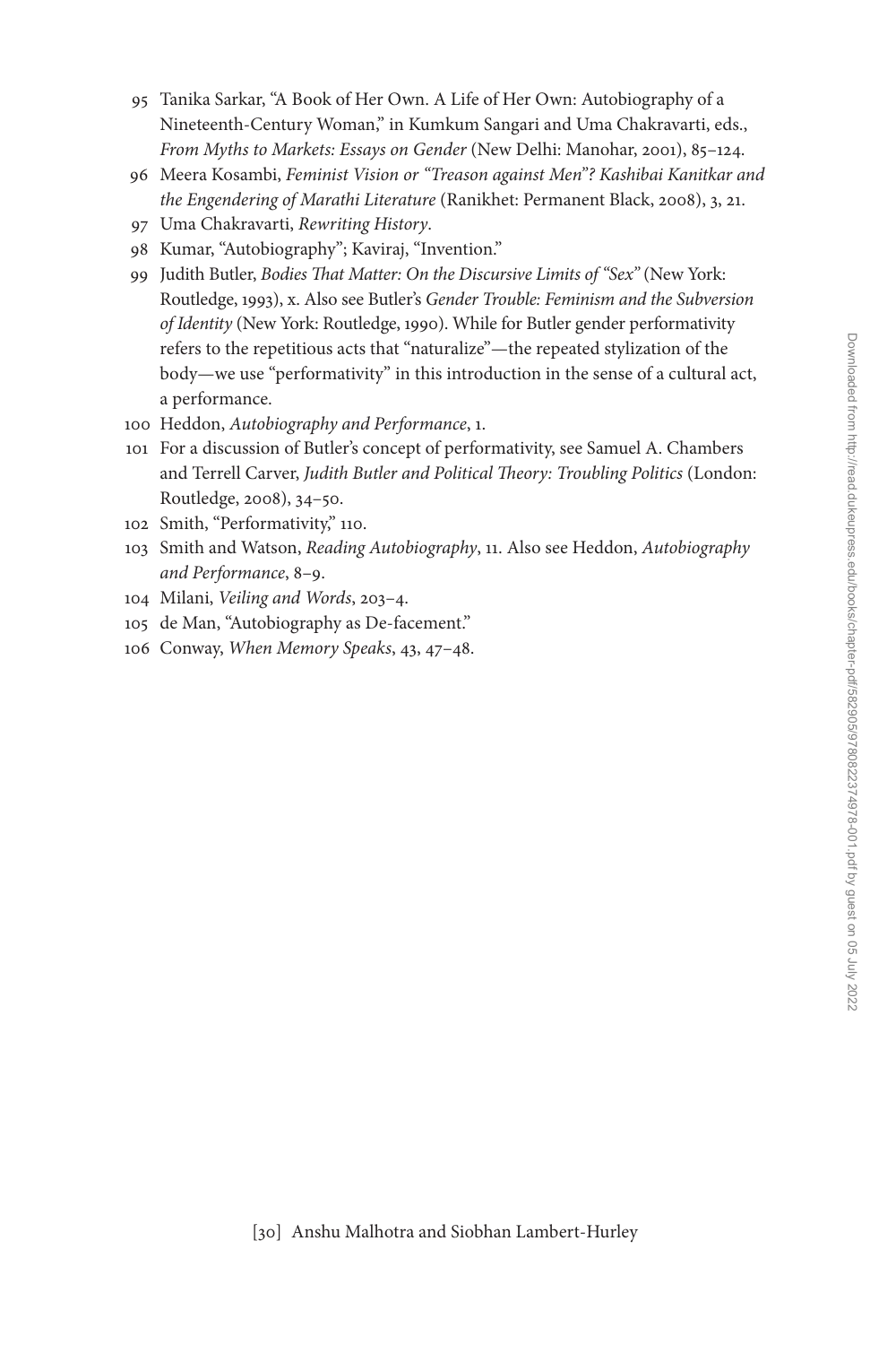95 Tanika Sarkar, "A Book of Her Own. A Life of Her Own: Autobiography of a Nineteenth-Century Woman," in Kumkum Sangari and Uma Chakravarti, eds., *From Myths to Markets: Essays on Gender* (New Delhi: Manohar, 2001), 85–124.

96 Meera Kosambi, *Feminist Vision or "Treason against Men"? Kashibai Kanitkar and the Engendering of Marathi Literature* (Ranikhet: Permanent Black, 2008), 3, 21.

97 Uma Chakravarti, *Rewriting History*.

98 Kumar, "Autobiography"; Kaviraj, "Invention."

99 Judith Butler, *Bodies That Matter: On the Discursive Limits of "Sex"* (New York: Routledge, 1993), x. Also see Butler's *Gender Trouble: Feminism and the Subversion of Identity* (New York: Routledge, 1990). While for Butler gender performativity refers to the repetitious acts that "naturalize"—the repeated stylization of the body—we use "performativity" in this introduction in the sense of a cultural act, a performance.

100 Heddon, *Autobiography and Performance*, 1.

101 For a discussion of Butler's concept of performativity, see Samuel A. Chambers and Terrell Carver, *Judith Butler and Political Theory: Troubling Politics* (London: Routledge, 2008), 34–50.

102 Smith, "Performativity," 110.

103 Smith and Watson, *Reading Autobiography*, 11. Also see Heddon, *Autobiography and Performance*, 8–9.

104 Milani, *Veiling and Words*, 203–4.

105 de Man, "Autobiography as De-facement."

106 Conway, *When Memory Speaks*, 43, 47–48.